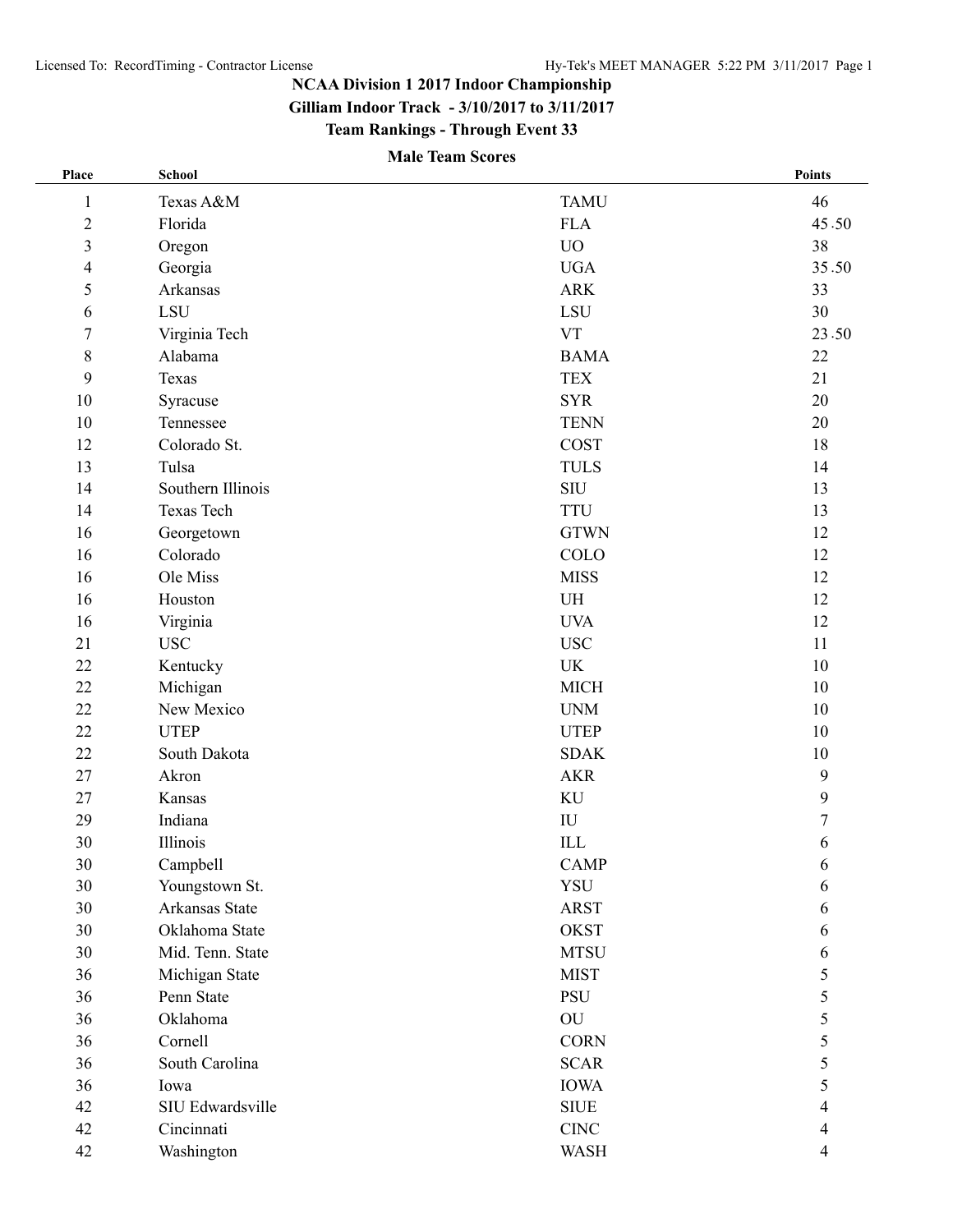# NCAA Division 1 2017 Indoor Championship

## Gilliam Indoor Track - 3/10/2017 to 3/11/2017

## Team Rankings - Through Event 33

### Male Team Scores

| Place | School | | Points |
|---|---|---|---|
| 1 | Texas A&M | TAMU | 46 |
| 2 | Florida | FLA | 45.50 |
| 3 | Oregon | UO | 38 |
| 4 | Georgia | UGA | 35.50 |
| 5 | Arkansas | ARK | 33 |
| 6 | LSU | LSU | 30 |
| 7 | Virginia Tech | VT | 23.50 |
| 8 | Alabama | BAMA | 22 |
| 9 | Texas | TEX | 21 |
| 10 | Syracuse | SYR | 20 |
| 10 | Tennessee | TENN | 20 |
| 12 | Colorado St. | COST | 18 |
| 13 | Tulsa | TULS | 14 |
| 14 | Southern Illinois | SIU | 13 |
| 14 | Texas Tech | TTU | 13 |
| 16 | Georgetown | GTWN | 12 |
| 16 | Colorado | COLO | 12 |
| 16 | Ole Miss | MISS | 12 |
| 16 | Houston | UH | 12 |
| 16 | Virginia | UVA | 12 |
| 21 | USC | USC | 11 |
| 22 | Kentucky | UK | 10 |
| 22 | Michigan | MICH | 10 |
| 22 | New Mexico | UNM | 10 |
| 22 | UTEP | UTEP | 10 |
| 22 | South Dakota | SDAK | 10 |
| 27 | Akron | AKR | 9 |
| 27 | Kansas | KU | 9 |
| 29 | Indiana | IU | 7 |
| 30 | Illinois | ILL | 6 |
| 30 | Campbell | CAMP | 6 |
| 30 | Youngstown St. | YSU | 6 |
| 30 | Arkansas State | ARST | 6 |
| 30 | Oklahoma State | OKST | 6 |
| 30 | Mid. Tenn. State | MTSU | 6 |
| 36 | Michigan State | MIST | 5 |
| 36 | Penn State | PSU | 5 |
| 36 | Oklahoma | OU | 5 |
| 36 | Cornell | CORN | 5 |
| 36 | South Carolina | SCAR | 5 |
| 36 | Iowa | IOWA | 5 |
| 42 | SIU Edwardsville | SIUE | 4 |
| 42 | Cincinnati | CINC | 4 |
| 42 | Washington | WASH | 4 |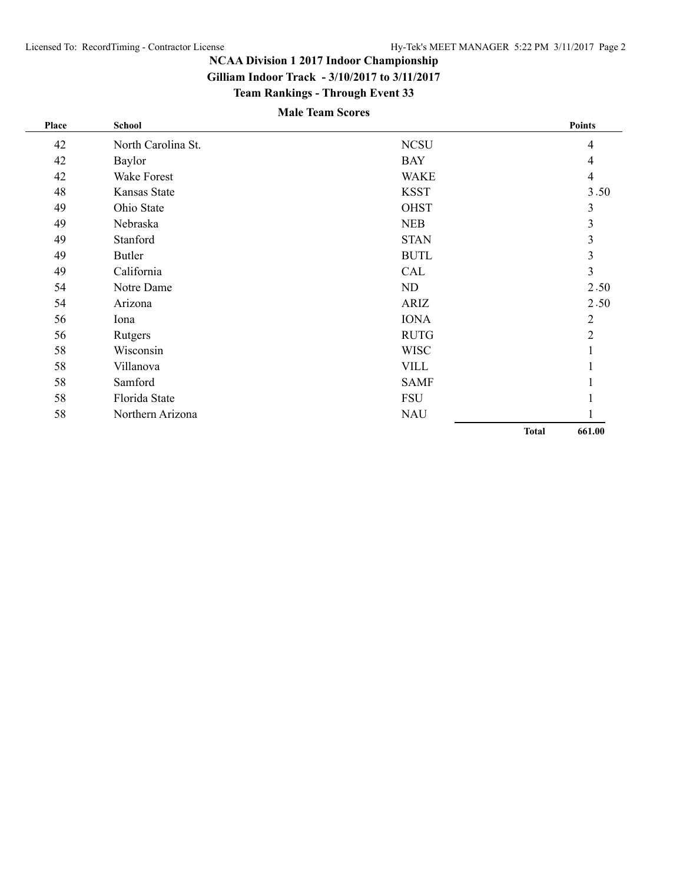## NCAA Division 1 2017 Indoor Championship

**Gilliam Indoor Track - 3/10/2017 to 3/11/2017**

**Team Rankings - Through Event 33**

### Male Team Scores

| Place | School | | Points |
|---|---|---|---|
| 42 | North Carolina St. | NCSU | 4 |
| 42 | Baylor | BAY | 4 |
| 42 | Wake Forest | WAKE | 4 |
| 48 | Kansas State | KSST | 3.50 |
| 49 | Ohio State | OHST | 3 |
| 49 | Nebraska | NEB | 3 |
| 49 | Stanford | STAN | 3 |
| 49 | Butler | BUTL | 3 |
| 49 | California | CAL | 3 |
| 54 | Notre Dame | ND | 2.50 |
| 54 | Arizona | ARIZ | 2.50 |
| 56 | Iona | IONA | 2 |
| 56 | Rutgers | RUTG | 2 |
| 58 | Wisconsin | WISC | 1 |
| 58 | Villanova | VILL | 1 |
| 58 | Samford | SAMF | 1 |
| 58 | Florida State | FSU | 1 |
| 58 | Northern Arizona | NAU | 1 |
| | | **Total** | **661.00** |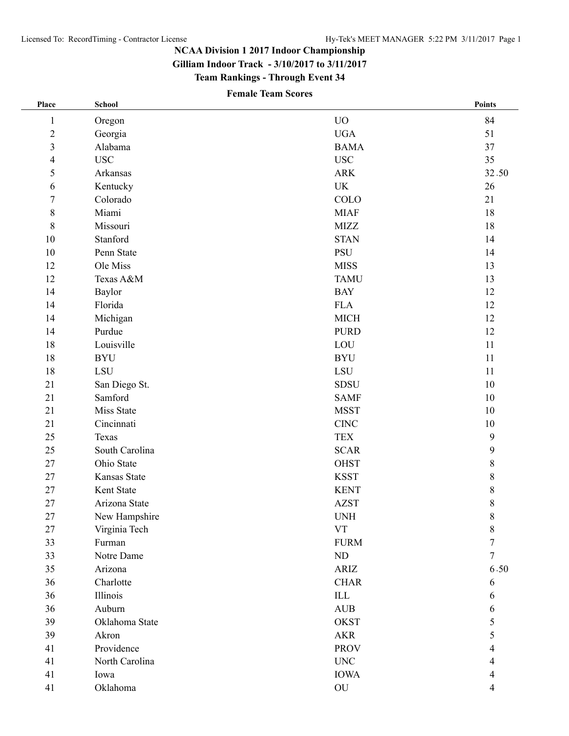# NCAA Division 1 2017 Indoor Championship

## Gilliam Indoor Track - 3/10/2017 to 3/11/2017

## Team Rankings - Through Event 34

### Female Team Scores

| Place | School | | Points |
|---|---|---|---|
| 1 | Oregon | UO | 84 |
| 2 | Georgia | UGA | 51 |
| 3 | Alabama | BAMA | 37 |
| 4 | USC | USC | 35 |
| 5 | Arkansas | ARK | 32.50 |
| 6 | Kentucky | UK | 26 |
| 7 | Colorado | COLO | 21 |
| 8 | Miami | MIAF | 18 |
| 8 | Missouri | MIZZ | 18 |
| 10 | Stanford | STAN | 14 |
| 10 | Penn State | PSU | 14 |
| 12 | Ole Miss | MISS | 13 |
| 12 | Texas A&M | TAMU | 13 |
| 14 | Baylor | BAY | 12 |
| 14 | Florida | FLA | 12 |
| 14 | Michigan | MICH | 12 |
| 14 | Purdue | PURD | 12 |
| 18 | Louisville | LOU | 11 |
| 18 | BYU | BYU | 11 |
| 18 | LSU | LSU | 11 |
| 21 | San Diego St. | SDSU | 10 |
| 21 | Samford | SAMF | 10 |
| 21 | Miss State | MSST | 10 |
| 21 | Cincinnati | CINC | 10 |
| 25 | Texas | TEX | 9 |
| 25 | South Carolina | SCAR | 9 |
| 27 | Ohio State | OHST | 8 |
| 27 | Kansas State | KSST | 8 |
| 27 | Kent State | KENT | 8 |
| 27 | Arizona State | AZST | 8 |
| 27 | New Hampshire | UNH | 8 |
| 27 | Virginia Tech | VT | 8 |
| 33 | Furman | FURM | 7 |
| 33 | Notre Dame | ND | 7 |
| 35 | Arizona | ARIZ | 6.50 |
| 36 | Charlotte | CHAR | 6 |
| 36 | Illinois | ILL | 6 |
| 36 | Auburn | AUB | 6 |
| 39 | Oklahoma State | OKST | 5 |
| 39 | Akron | AKR | 5 |
| 41 | Providence | PROV | 4 |
| 41 | North Carolina | UNC | 4 |
| 41 | Iowa | IOWA | 4 |
| 41 | Oklahoma | OU | 4 |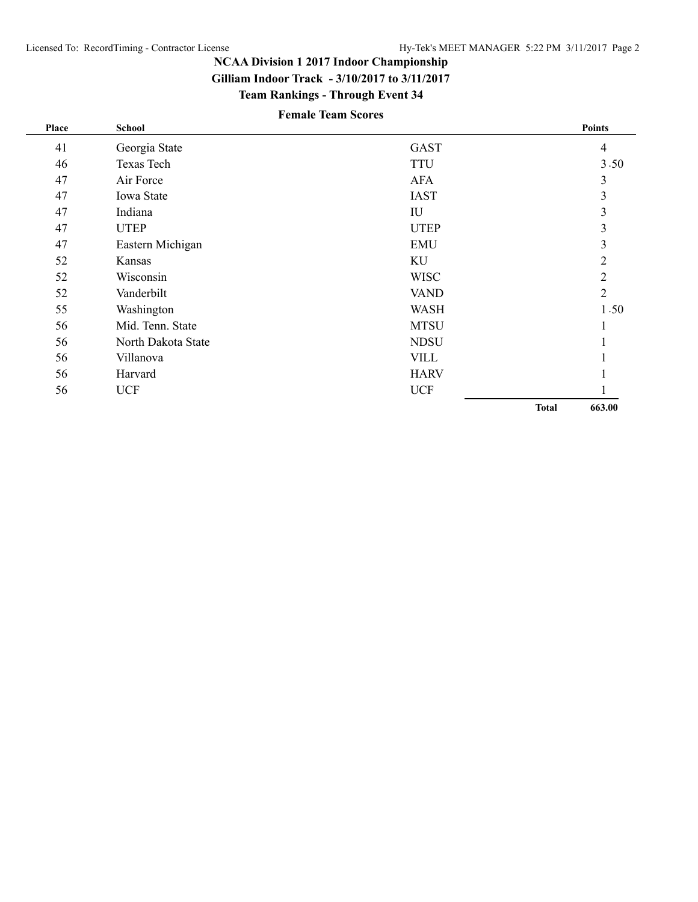# NCAA Division 1 2017 Indoor Championship

## Gilliam Indoor Track - 3/10/2017 to 3/11/2017

## Team Rankings - Through Event 34

### Female Team Scores

| Place | School | | Points |
|---|---|---|---|
| 41 | Georgia State | GAST | 4 |
| 46 | Texas Tech | TTU | 3.50 |
| 47 | Air Force | AFA | 3 |
| 47 | Iowa State | IAST | 3 |
| 47 | Indiana | IU | 3 |
| 47 | UTEP | UTEP | 3 |
| 47 | Eastern Michigan | EMU | 3 |
| 52 | Kansas | KU | 2 |
| 52 | Wisconsin | WISC | 2 |
| 52 | Vanderbilt | VAND | 2 |
| 55 | Washington | WASH | 1.50 |
| 56 | Mid. Tenn. State | MTSU | 1 |
| 56 | North Dakota State | NDSU | 1 |
| 56 | Villanova | VILL | 1 |
| 56 | Harvard | HARV | 1 |
| 56 | UCF | UCF | 1 |
| | | **Total** | **663.00** |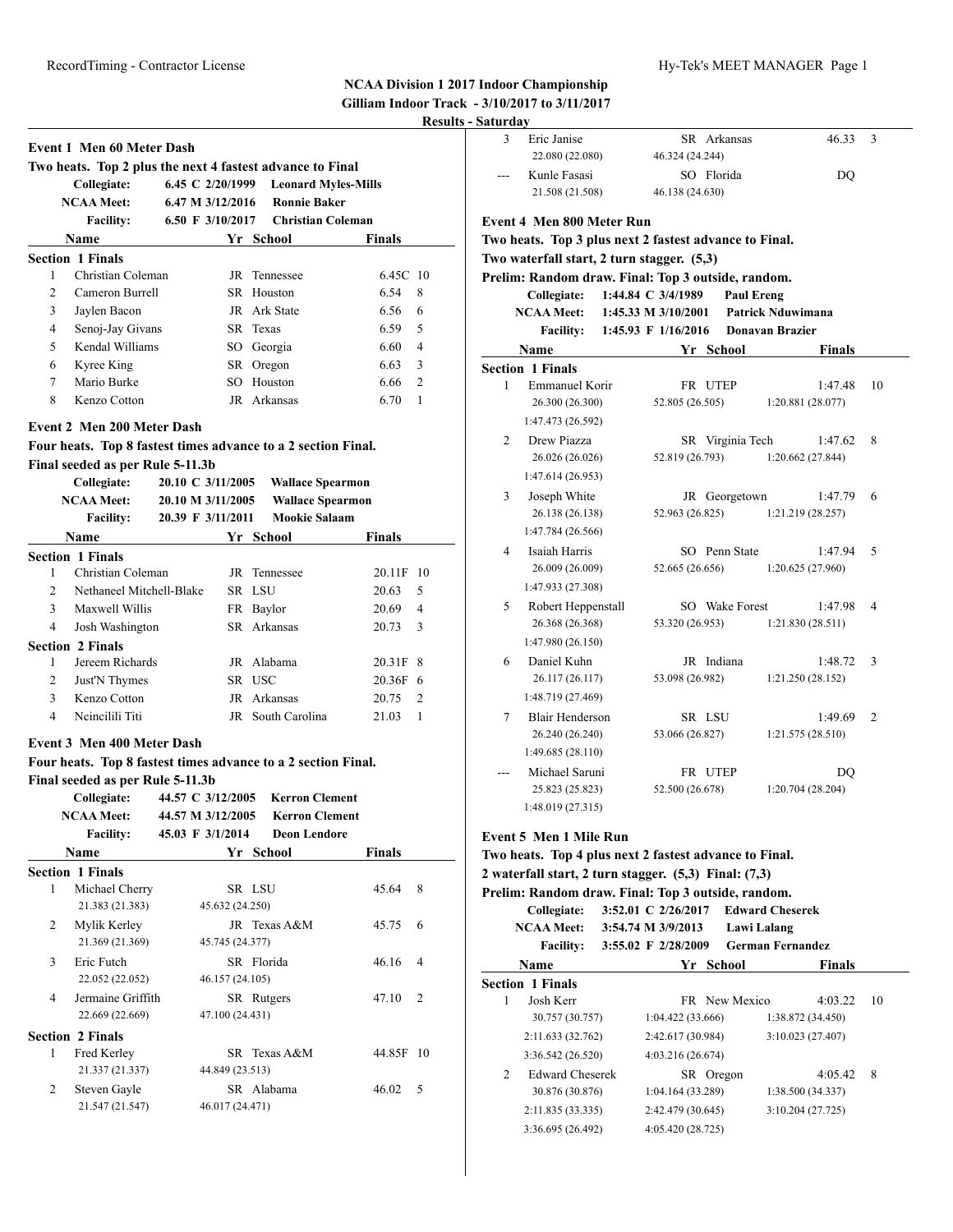# NCAA Division 1 2017 Indoor Championship
## Gilliam Indoor Track - 3/10/2017 to 3/11/2017
### Results - Saturday

## Event 1 Men 60 Meter Dash

**Two heats. Top 2 plus the next 4 fastest advance to Final**

| | | | |
|---|---|---|---|
| Collegiate: | 6.45 C 2/20/1999 | Leonard Myles-Mills | |
| NCAA Meet: | 6.47 M 3/12/2016 | Ronnie Baker | |
| Facility: | 6.50 F 3/10/2017 | Christian Coleman | |

| | Name | Yr | School | Finals | |
|---|---|---|---|---|---|
| **Section 1 Finals** | | | | | |
| 1 | Christian Coleman | JR | Tennessee | 6.45C | 10 |
| 2 | Cameron Burrell | SR | Houston | 6.54 | 8 |
| 3 | Jaylen Bacon | JR | Ark State | 6.56 | 6 |
| 4 | Senoj-Jay Givans | SR | Texas | 6.59 | 5 |
| 5 | Kendal Williams | SO | Georgia | 6.60 | 4 |
| 6 | Kyree King | SR | Oregon | 6.63 | 3 |
| 7 | Mario Burke | SO | Houston | 6.66 | 2 |
| 8 | Kenzo Cotton | JR | Arkansas | 6.70 | 1 |

## Event 2 Men 200 Meter Dash

**Four heats. Top 8 fastest times advance to a 2 section Final.**
**Final seeded as per Rule 5-11.3b**

| | | | |
|---|---|---|---|
| Collegiate: | 20.10 C 3/11/2005 | Wallace Spearmon | |
| NCAA Meet: | 20.10 M 3/11/2005 | Wallace Spearmon | |
| Facility: | 20.39 F 3/11/2011 | Mookie Salaam | |

| | Name | Yr | School | Finals | |
|---|---|---|---|---|---|
| **Section 1 Finals** | | | | | |
| 1 | Christian Coleman | JR | Tennessee | 20.11F | 10 |
| 2 | Nethaneel Mitchell-Blake | SR | LSU | 20.63 | 5 |
| 3 | Maxwell Willis | FR | Baylor | 20.69 | 4 |
| 4 | Josh Washington | SR | Arkansas | 20.73 | 3 |
| **Section 2 Finals** | | | | | |
| 1 | Jereem Richards | JR | Alabama | 20.31F | 8 |
| 2 | Just'N Thymes | SR | USC | 20.36F | 6 |
| 3 | Kenzo Cotton | JR | Arkansas | 20.75 | 2 |
| 4 | Ncincilili Titi | JR | South Carolina | 21.03 | 1 |

## Event 3 Men 400 Meter Dash

**Four heats. Top 8 fastest times advance to a 2 section Final.**
**Final seeded as per Rule 5-11.3b**

| | | | |
|---|---|---|---|
| Collegiate: | 44.57 C 3/12/2005 | Kerron Clement | |
| NCAA Meet: | 44.57 M 3/12/2005 | Kerron Clement | |
| Facility: | 45.03 F 3/1/2014 | Deon Lendore | |

| | Name | Yr | School | Finals | |
|---|---|---|---|---|---|
| **Section 1 Finals** | | | | | |
| 1 | Michael Cherry | SR | LSU | 45.64 | 8 |
| | 21.383 (21.383) | 45.632 (24.250) | | | |
| 2 | Mylik Kerley | JR | Texas A&M | 45.75 | 6 |
| | 21.369 (21.369) | 45.745 (24.377) | | | |
| 3 | Eric Futch | SR | Florida | 46.16 | 4 |
| | 22.052 (22.052) | 46.157 (24.105) | | | |
| 4 | Jermaine Griffith | SR | Rutgers | 47.10 | 2 |
| | 22.669 (22.669) | 47.100 (24.431) | | | |
| **Section 2 Finals** | | | | | |
| 1 | Fred Kerley | SR | Texas A&M | 44.85F | 10 |
| | 21.337 (21.337) | 44.849 (23.513) | | | |
| 2 | Steven Gayle | SR | Alabama | 46.02 | 5 |
| | 21.547 (21.547) | 46.017 (24.471) | | | |
| 3 | Eric Janise | SR | Arkansas | 46.33 | 3 |
| | 22.080 (22.080) | 46.324 (24.244) | | | |
| --- | Kunle Fasasi | SO | Florida | DQ | |
| | 21.508 (21.508) | 46.138 (24.630) | | | |

## Event 4 Men 800 Meter Run

**Two heats. Top 3 plus next 2 fastest advance to Final.**
**Two waterfall start, 2 turn stagger. (5,3)**
**Prelim: Random draw. Final: Top 3 outside, random.**

| | | | |
|---|---|---|---|
| Collegiate: | 1:44.84 C 3/4/1989 | Paul Ereng | |
| NCAA Meet: | 1:45.33 M 3/10/2001 | Patrick Nduwimana | |
| Facility: | 1:45.93 F 1/16/2016 | Donavan Brazier | |

| | Name | Yr | School | Finals | |
|---|---|---|---|---|---|
| **Section 1 Finals** | | | | | |
| 1 | Emmanuel Korir | FR | UTEP | 1:47.48 | 10 |
| | 26.300 (26.300) | 52.805 (26.505) | 1:20.881 (28.077) | 1:47.473 (26.592) | |
| 2 | Drew Piazza | SR | Virginia Tech | 1:47.62 | 8 |
| | 26.026 (26.026) | 52.819 (26.793) | 1:20.662 (27.844) | 1:47.614 (26.953) | |
| 3 | Joseph White | JR | Georgetown | 1:47.79 | 6 |
| | 26.138 (26.138) | 52.963 (26.825) | 1:21.219 (28.257) | 1:47.784 (26.566) | |
| 4 | Isaiah Harris | SO | Penn State | 1:47.94 | 5 |
| | 26.009 (26.009) | 52.665 (26.656) | 1:20.625 (27.960) | 1:47.933 (27.308) | |
| 5 | Robert Heppenstall | SO | Wake Forest | 1:47.98 | 4 |
| | 26.368 (26.368) | 53.320 (26.953) | 1:21.830 (28.511) | 1:47.980 (26.150) | |
| 6 | Daniel Kuhn | JR | Indiana | 1:48.72 | 3 |
| | 26.117 (26.117) | 53.098 (26.982) | 1:21.250 (28.152) | 1:48.719 (27.469) | |
| 7 | Blair Henderson | SR | LSU | 1:49.69 | 2 |
| | 26.240 (26.240) | 53.066 (26.827) | 1:21.575 (28.510) | 1:49.685 (28.110) | |
| --- | Michael Saruni | FR | UTEP | DQ | |
| | 25.823 (25.823) | 52.500 (26.678) | 1:20.704 (28.204) | 1:48.019 (27.315) | |

## Event 5 Men 1 Mile Run

**Two heats. Top 4 plus next 2 fastest advance to Final.**
**2 waterfall start, 2 turn stagger. (5,3) Final: (7,3)**
**Prelim: Random draw. Final: Top 3 outside, random.**

| | | | |
|---|---|---|---|
| Collegiate: | 3:52.01 C 2/26/2017 | Edward Cheserek | |
| NCAA Meet: | 3:54.74 M 3/9/2013 | Lawi Lalang | |
| Facility: | 3:55.02 F 2/28/2009 | German Fernandez | |

| | Name | Yr | School | Finals | |
|---|---|---|---|---|---|
| **Section 1 Finals** | | | | | |
| 1 | Josh Kerr | FR | New Mexico | 4:03.22 | 10 |
| | 30.757 (30.757) | 1:04.422 (33.666) | 1:38.872 (34.450) | | |
| | 2:11.633 (32.762) | 2:42.617 (30.984) | 3:10.023 (27.407) | | |
| | 3:36.542 (26.520) | 4:03.216 (26.674) | | | |
| 2 | Edward Cheserek | SR | Oregon | 4:05.42 | 8 |
| | 30.876 (30.876) | 1:04.164 (33.289) | 1:38.500 (34.337) | | |
| | 2:11.835 (33.335) | 2:42.479 (30.645) | 3:10.204 (27.725) | | |
| | 3:36.695 (26.492) | 4:05.420 (28.725) | | | |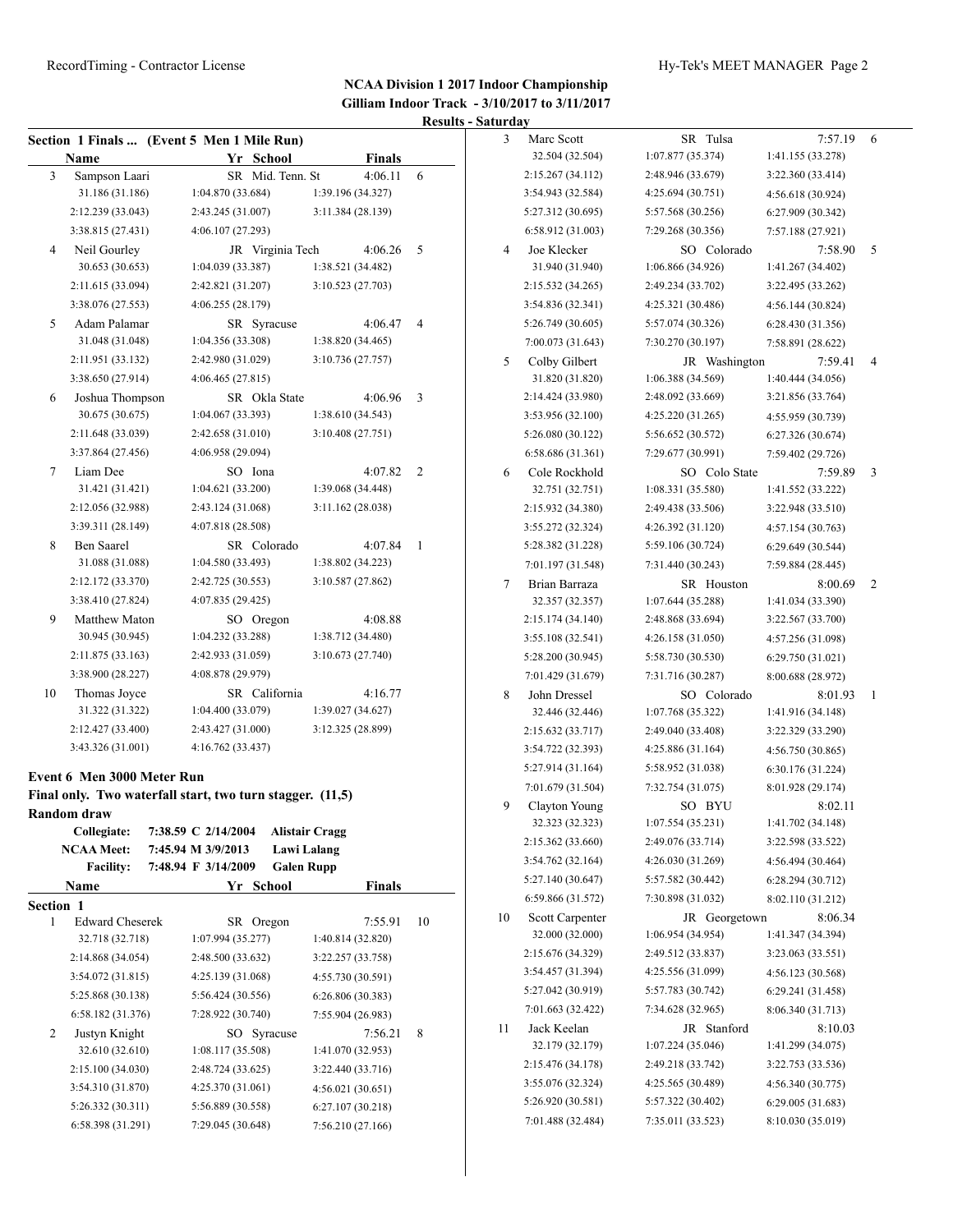**NCAA Division 1 2017 Indoor Championship**
**Gilliam Indoor Track - 3/10/2017 to 3/11/2017**
**Results - Saturday**

### Section 1 Finals ... (Event 5 Men 1 Mile Run)

| | Name | Yr | School | Finals | Pts |
|---|---|---|---|---|---|
| 3 | Sampson Laari | SR | Mid. Tenn. St | 4:06.11 | 6 |
| | 31.186 (31.186) | 1:04.870 (33.684) | 1:39.196 (34.327) | | |
| | 2:12.239 (33.043) | 2:43.245 (31.007) | 3:11.384 (28.139) | | |
| | 3:38.815 (27.431) | 4:06.107 (27.293) | | | |
| 4 | Neil Gourley | JR | Virginia Tech | 4:06.26 | 5 |
| | 30.653 (30.653) | 1:04.039 (33.387) | 1:38.521 (34.482) | | |
| | 2:11.615 (33.094) | 2:42.821 (31.207) | 3:10.523 (27.703) | | |
| | 3:38.076 (27.553) | 4:06.255 (28.179) | | | |
| 5 | Adam Palamar | SR | Syracuse | 4:06.47 | 4 |
| | 31.048 (31.048) | 1:04.356 (33.308) | 1:38.820 (34.465) | | |
| | 2:11.951 (33.132) | 2:42.980 (31.029) | 3:10.736 (27.757) | | |
| | 3:38.650 (27.914) | 4:06.465 (27.815) | | | |
| 6 | Joshua Thompson | SR | Okla State | 4:06.96 | 3 |
| | 30.675 (30.675) | 1:04.067 (33.393) | 1:38.610 (34.543) | | |
| | 2:11.648 (33.039) | 2:42.658 (31.010) | 3:10.408 (27.751) | | |
| | 3:37.864 (27.456) | 4:06.958 (29.094) | | | |
| 7 | Liam Dee | SO | Iona | 4:07.82 | 2 |
| | 31.421 (31.421) | 1:04.621 (33.200) | 1:39.068 (34.448) | | |
| | 2:12.056 (32.988) | 2:43.124 (31.068) | 3:11.162 (28.038) | | |
| | 3:39.311 (28.149) | 4:07.818 (28.508) | | | |
| 8 | Ben Saarel | SR | Colorado | 4:07.84 | 1 |
| | 31.088 (31.088) | 1:04.580 (33.493) | 1:38.802 (34.223) | | |
| | 2:12.172 (33.370) | 2:42.725 (30.553) | 3:10.587 (27.862) | | |
| | 3:38.410 (27.824) | 4:07.835 (29.425) | | | |
| 9 | Matthew Maton | SO | Oregon | 4:08.88 | |
| | 30.945 (30.945) | 1:04.232 (33.288) | 1:38.712 (34.480) | | |
| | 2:11.875 (33.163) | 2:42.933 (31.059) | 3:10.673 (27.740) | | |
| | 3:38.900 (28.227) | 4:08.878 (29.979) | | | |
| 10 | Thomas Joyce | SR | California | 4:16.77 | |
| | 31.322 (31.322) | 1:04.400 (33.079) | 1:39.027 (34.627) | | |
| | 2:12.427 (33.400) | 2:43.427 (31.000) | 3:12.325 (28.899) | | |
| | 3:43.326 (31.001) | 4:16.762 (33.437) | | | |

### Event 6 Men 3000 Meter Run

**Final only. Two waterfall start, two turn stagger. (11,5)**
**Random draw**

| | | | |
|---|---|---|---|
| Collegiate: | 7:38.59 C 2/14/2004 | Alistair Cragg | |
| NCAA Meet: | 7:45.94 M 3/9/2013 | Lawi Lalang | |
| Facility: | 7:48.94 F 3/14/2009 | Galen Rupp | |

**Section 1**

| | Name | Yr | School | Finals | Pts |
|---|---|---|---|---|---|
| 1 | Edward Cheserek | SR | Oregon | 7:55.91 | 10 |
| | 32.718 (32.718) | 1:07.994 (35.277) | 1:40.814 (32.820) | | |
| | 2:14.868 (34.054) | 2:48.500 (33.632) | 3:22.257 (33.758) | | |
| | 3:54.072 (31.815) | 4:25.139 (31.068) | 4:55.730 (30.591) | | |
| | 5:25.868 (30.138) | 5:56.424 (30.556) | 6:26.806 (30.383) | | |
| | 6:58.182 (31.376) | 7:28.922 (30.740) | 7:55.904 (26.983) | | |
| 2 | Justyn Knight | SO | Syracuse | 7:56.21 | 8 |
| | 32.610 (32.610) | 1:08.117 (35.508) | 1:41.070 (32.953) | | |
| | 2:15.100 (34.030) | 2:48.724 (33.625) | 3:22.440 (33.716) | | |
| | 3:54.310 (31.870) | 4:25.370 (31.061) | 4:56.021 (30.651) | | |
| | 5:26.332 (30.311) | 5:56.889 (30.558) | 6:27.107 (30.218) | | |
| | 6:58.398 (31.291) | 7:29.045 (30.648) | 7:56.210 (27.166) | | |
| 3 | Marc Scott | SR | Tulsa | 7:57.19 | 6 |
| | 32.504 (32.504) | 1:07.877 (35.374) | 1:41.155 (33.278) | | |
| | 2:15.267 (34.112) | 2:48.946 (33.679) | 3:22.360 (33.414) | | |
| | 3:54.943 (32.584) | 4:25.694 (30.751) | 4:56.618 (30.924) | | |
| | 5:27.312 (30.695) | 5:57.568 (30.256) | 6:27.909 (30.342) | | |
| | 6:58.912 (31.003) | 7:29.268 (30.356) | 7:57.188 (27.921) | | |
| 4 | Joe Klecker | SO | Colorado | 7:58.90 | 5 |
| | 31.940 (31.940) | 1:06.866 (34.926) | 1:41.267 (34.402) | | |
| | 2:15.532 (34.265) | 2:49.234 (33.702) | 3:22.495 (33.262) | | |
| | 3:54.836 (32.341) | 4:25.321 (30.486) | 4:56.144 (30.824) | | |
| | 5:26.749 (30.605) | 5:57.074 (30.326) | 6:28.430 (31.356) | | |
| | 7:00.073 (31.643) | 7:30.270 (30.197) | 7:58.891 (28.622) | | |
| 5 | Colby Gilbert | JR | Washington | 7:59.41 | 4 |
| | 31.820 (31.820) | 1:06.388 (34.569) | 1:40.444 (34.056) | | |
| | 2:14.424 (33.980) | 2:48.092 (33.669) | 3:21.856 (33.764) | | |
| | 3:53.956 (32.100) | 4:25.220 (31.265) | 4:55.959 (30.739) | | |
| | 5:26.080 (30.122) | 5:56.652 (30.572) | 6:27.326 (30.674) | | |
| | 6:58.686 (31.361) | 7:29.677 (30.991) | 7:59.402 (29.726) | | |
| 6 | Cole Rockhold | SO | Colo State | 7:59.89 | 3 |
| | 32.751 (32.751) | 1:08.331 (35.580) | 1:41.552 (33.222) | | |
| | 2:15.932 (34.380) | 2:49.438 (33.506) | 3:22.948 (33.510) | | |
| | 3:55.272 (32.324) | 4:26.392 (31.120) | 4:57.154 (30.763) | | |
| | 5:28.382 (31.228) | 5:59.106 (30.724) | 6:29.649 (30.544) | | |
| | 7:01.197 (31.548) | 7:31.440 (30.243) | 7:59.884 (28.445) | | |
| 7 | Brian Barraza | SR | Houston | 8:00.69 | 2 |
| | 32.357 (32.357) | 1:07.644 (35.288) | 1:41.034 (33.390) | | |
| | 2:15.174 (34.140) | 2:48.868 (33.694) | 3:22.567 (33.700) | | |
| | 3:55.108 (32.541) | 4:26.158 (31.050) | 4:57.256 (31.098) | | |
| | 5:28.200 (30.945) | 5:58.730 (30.530) | 6:29.750 (31.021) | | |
| | 7:01.429 (31.679) | 7:31.716 (30.287) | 8:00.688 (28.972) | | |
| 8 | John Dressel | SO | Colorado | 8:01.93 | 1 |
| | 32.446 (32.446) | 1:07.768 (35.322) | 1:41.916 (34.148) | | |
| | 2:15.632 (33.717) | 2:49.040 (33.408) | 3:22.329 (33.290) | | |
| | 3:54.722 (32.393) | 4:25.886 (31.164) | 4:56.750 (30.865) | | |
| | 5:27.914 (31.164) | 5:58.952 (31.038) | 6:30.176 (31.224) | | |
| | 7:01.679 (31.504) | 7:32.754 (31.075) | 8:01.928 (29.174) | | |
| 9 | Clayton Young | SO | BYU | 8:02.11 | |
| | 32.323 (32.323) | 1:07.554 (35.231) | 1:41.702 (34.148) | | |
| | 2:15.362 (33.660) | 2:49.076 (33.714) | 3:22.598 (33.522) | | |
| | 3:54.762 (32.164) | 4:26.030 (31.269) | 4:56.494 (30.464) | | |
| | 5:27.140 (30.647) | 5:57.582 (30.442) | 6:28.294 (30.712) | | |
| | 6:59.866 (31.572) | 7:30.898 (31.032) | 8:02.110 (31.212) | | |
| 10 | Scott Carpenter | JR | Georgetown | 8:06.34 | |
| | 32.000 (32.000) | 1:06.954 (34.954) | 1:41.347 (34.394) | | |
| | 2:15.676 (34.329) | 2:49.512 (33.837) | 3:23.063 (33.551) | | |
| | 3:54.457 (31.394) | 4:25.556 (31.099) | 4:56.123 (30.568) | | |
| | 5:27.042 (30.919) | 5:57.783 (30.742) | 6:29.241 (31.458) | | |
| | 7:01.663 (32.422) | 7:34.628 (32.965) | 8:06.340 (31.713) | | |
| 11 | Jack Keelan | JR | Stanford | 8:10.03 | |
| | 32.179 (32.179) | 1:07.224 (35.046) | 1:41.299 (34.075) | | |
| | 2:15.476 (34.178) | 2:49.218 (33.742) | 3:22.753 (33.536) | | |
| | 3:55.076 (32.324) | 4:25.565 (30.489) | 4:56.340 (30.775) | | |
| | 5:26.920 (30.581) | 5:57.322 (30.402) | 6:29.005 (31.683) | | |
| | 7:01.488 (32.484) | 7:35.011 (33.523) | 8:10.030 (35.019) | | |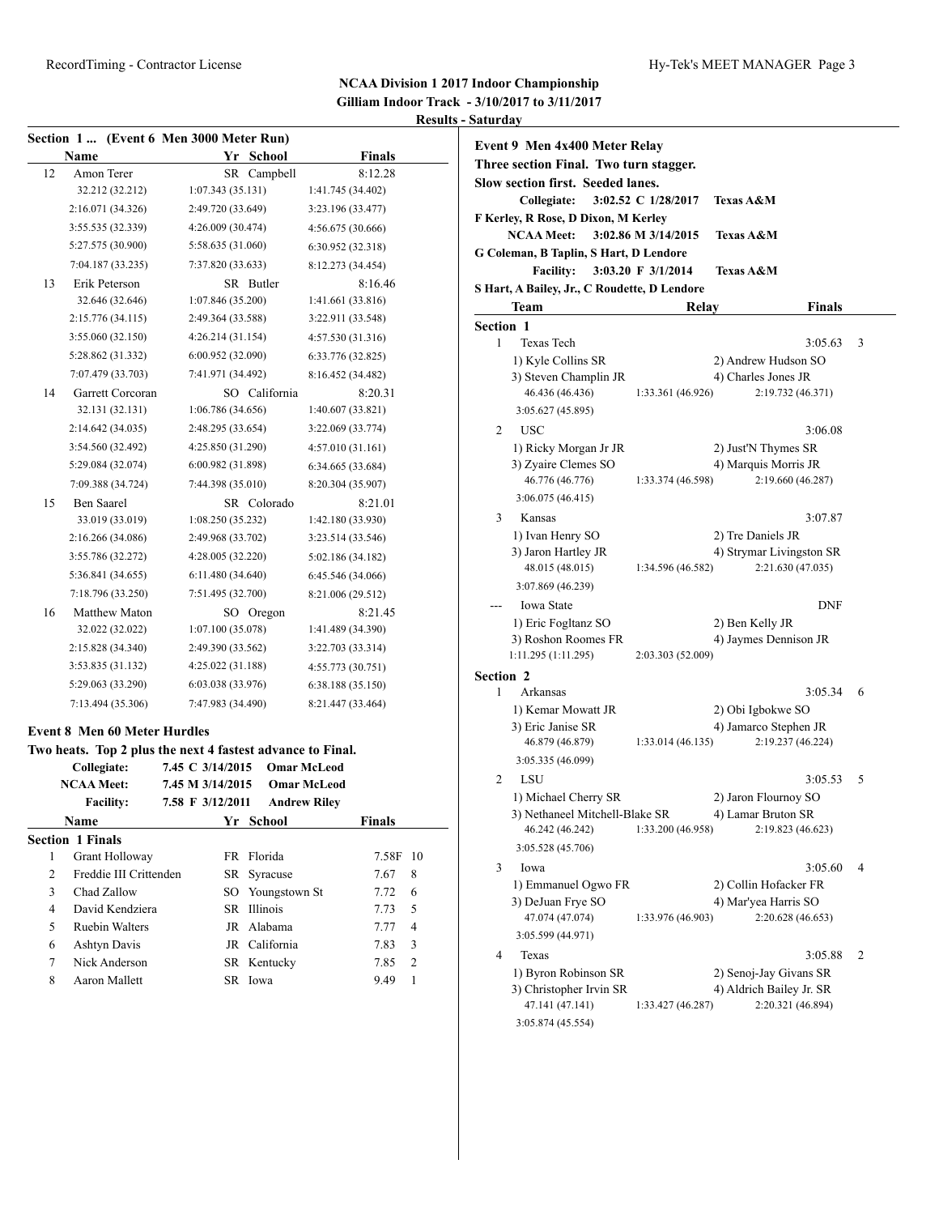# NCAA Division 1 2017 Indoor Championship

## Gilliam Indoor Track - 3/10/2017 to 3/11/2017

### Results - Saturday

**Section 1 ... (Event 6 Men 3000 Meter Run)**

| | Name | Yr | School | Finals |
|---|---|---|---|---|
| 12 | Amon Terer | SR | Campbell | 8:12.28 |
| | 32.212 (32.212) | 1:07.343 (35.131) | 1:41.745 (34.402) | |
| | 2:16.071 (34.326) | 2:49.720 (33.649) | 3:23.196 (33.477) | |
| | 3:55.535 (32.339) | 4:26.009 (30.474) | 4:56.675 (30.666) | |
| | 5:27.575 (30.900) | 5:58.635 (31.060) | 6:30.952 (32.318) | |
| | 7:04.187 (33.235) | 7:37.820 (33.633) | 8:12.273 (34.454) | |
| 13 | Erik Peterson | SR | Butler | 8:16.46 |
| | 32.646 (32.646) | 1:07.846 (35.200) | 1:41.661 (33.816) | |
| | 2:15.776 (34.115) | 2:49.364 (33.588) | 3:22.911 (33.548) | |
| | 3:55.060 (32.150) | 4:26.214 (31.154) | 4:57.530 (31.316) | |
| | 5:28.862 (31.332) | 6:00.952 (32.090) | 6:33.776 (32.825) | |
| | 7:07.479 (33.703) | 7:41.971 (34.492) | 8:16.452 (34.482) | |
| 14 | Garrett Corcoran | SO | California | 8:20.31 |
| | 32.131 (32.131) | 1:06.786 (34.656) | 1:40.607 (33.821) | |
| | 2:14.642 (34.035) | 2:48.295 (33.654) | 3:22.069 (33.774) | |
| | 3:54.560 (32.492) | 4:25.850 (31.290) | 4:57.010 (31.161) | |
| | 5:29.084 (32.074) | 6:00.982 (31.898) | 6:34.665 (33.684) | |
| | 7:09.388 (34.724) | 7:44.398 (35.010) | 8:20.304 (35.907) | |
| 15 | Ben Saarel | SR | Colorado | 8:21.01 |
| | 33.019 (33.019) | 1:08.250 (35.232) | 1:42.180 (33.930) | |
| | 2:16.266 (34.086) | 2:49.968 (33.702) | 3:23.514 (33.546) | |
| | 3:55.786 (32.272) | 4:28.005 (32.220) | 5:02.186 (34.182) | |
| | 5:36.841 (34.655) | 6:11.480 (34.640) | 6:45.546 (34.066) | |
| | 7:18.796 (33.250) | 7:51.495 (32.700) | 8:21.006 (29.512) | |
| 16 | Matthew Maton | SO | Oregon | 8:21.45 |
| | 32.022 (32.022) | 1:07.100 (35.078) | 1:41.489 (34.390) | |
| | 2:15.828 (34.340) | 2:49.390 (33.562) | 3:22.703 (33.314) | |
| | 3:53.835 (31.132) | 4:25.022 (31.188) | 4:55.773 (30.751) | |
| | 5:29.063 (33.290) | 6:03.038 (33.976) | 6:38.188 (35.150) | |
| | 7:13.494 (35.306) | 7:47.983 (34.490) | 8:21.447 (33.464) | |

**Event 8 Men 60 Meter Hurdles**

**Two heats. Top 2 plus the next 4 fastest advance to Final.**

| | | | |
|---|---|---|---|
| **Collegiate:** | 7.45 C 3/14/2015 | Omar McLeod |
| **NCAA Meet:** | 7.45 M 3/14/2015 | Omar McLeod |
| **Facility:** | 7.58 F 3/12/2011 | Andrew Riley |

| | Name | Yr | School | Finals | |
|---|---|---|---|---|---|
| **Section 1 Finals** | | | | | |
| 1 | Grant Holloway | FR | Florida | 7.58F | 10 |
| 2 | Freddie III Crittenden | SR | Syracuse | 7.67 | 8 |
| 3 | Chad Zallow | SO | Youngstown St | 7.72 | 6 |
| 4 | David Kendziera | SR | Illinois | 7.73 | 5 |
| 5 | Ruebin Walters | JR | Alabama | 7.77 | 4 |
| 6 | Ashtyn Davis | JR | California | 7.83 | 3 |
| 7 | Nick Anderson | SR | Kentucky | 7.85 | 2 |
| 8 | Aaron Mallett | SR | Iowa | 9.49 | 1 |

**Event 9 Men 4x400 Meter Relay**

**Three section Final. Two turn stagger.**

**Slow section first. Seeded lanes.**

**Collegiate:** 3:02.52 C 1/28/2017 Texas A&M
F Kerley, R Rose, D Dixon, M Kerley

**NCAA Meet:** 3:02.86 M 3/14/2015 Texas A&M
G Coleman, B Taplin, S Hart, D Lendore

**Facility:** 3:03.20 F 3/1/2014 Texas A&M
S Hart, A Bailey, Jr., C Roudette, D Lendore

| | Team | Relay | Finals | |
|---|---|---|---|---|
| **Section 1** | | | | |
| 1 | Texas Tech | | 3:05.63 | 3 |
| | 1) Kyle Collins SR | 2) Andrew Hudson SO | | |
| | 3) Steven Champlin JR | 4) Charles Jones JR | | |
| | 46.436 (46.436) | 1:33.361 (46.926) | 2:19.732 (46.371) | |
| | 3:05.627 (45.895) | | | |
| 2 | USC | | 3:06.08 | |
| | 1) Ricky Morgan Jr JR | 2) Just'N Thymes SR | | |
| | 3) Zyaire Clemes SO | 4) Marquis Morris JR | | |
| | 46.776 (46.776) | 1:33.374 (46.598) | 2:19.660 (46.287) | |
| | 3:06.075 (46.415) | | | |
| 3 | Kansas | | 3:07.87 | |
| | 1) Ivan Henry SO | 2) Tre Daniels JR | | |
| | 3) Jaron Hartley JR | 4) Strymar Livingston SR | | |
| | 48.015 (48.015) | 1:34.596 (46.582) | 2:21.630 (47.035) | |
| | 3:07.869 (46.239) | | | |
| --- | Iowa State | | DNF | |
| | 1) Eric Fogltanz SO | 2) Ben Kelly JR | | |
| | 3) Roshon Roomes FR | 4) Jaymes Dennison JR | | |
| | 1:11.295 (1:11.295) | 2:03.303 (52.009) | | |
| **Section 2** | | | | |
| 1 | Arkansas | | 3:05.34 | 6 |
| | 1) Kemar Mowatt JR | 2) Obi Igbokwe SO | | |
| | 3) Eric Janise SR | 4) Jamarco Stephen JR | | |
| | 46.879 (46.879) | 1:33.014 (46.135) | 2:19.237 (46.224) | |
| | 3:05.335 (46.099) | | | |
| 2 | LSU | | 3:05.53 | 5 |
| | 1) Michael Cherry SR | 2) Jaron Flournoy SO | | |
| | 3) Nethaneel Mitchell-Blake SR | 4) Lamar Bruton SR | | |
| | 46.242 (46.242) | 1:33.200 (46.958) | 2:19.823 (46.623) | |
| | 3:05.528 (45.706) | | | |
| 3 | Iowa | | 3:05.60 | 4 |
| | 1) Emmanuel Ogwo FR | 2) Collin Hofacker FR | | |
| | 3) DeJuan Frye SO | 4) Mar'yea Harris SO | | |
| | 47.074 (47.074) | 1:33.976 (46.903) | 2:20.628 (46.653) | |
| | 3:05.599 (44.971) | | | |
| 4 | Texas | | 3:05.88 | 2 |
| | 1) Byron Robinson SR | 2) Senoj-Jay Givans SR | | |
| | 3) Christopher Irvin SR | 4) Aldrich Bailey Jr. SR | | |
| | 47.141 (47.141) | 1:33.427 (46.287) | 2:20.321 (46.894) | |
| | 3:05.874 (45.554) | | | |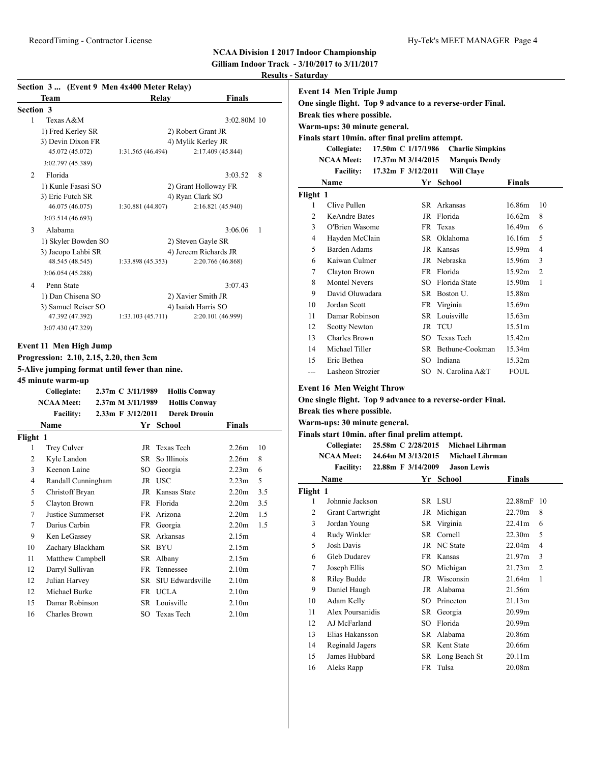**NCAA Division 1 2017 Indoor Championship**
**Gilliam Indoor Track - 3/10/2017 to 3/11/2017**
**Results - Saturday**

### Section 3 ... (Event 9 Men 4x400 Meter Relay)

| | Team | Relay | Finals | |
|---|---|---|---|---|
| **Section 3** | | | | |
| 1 | Texas A&M | | 3:02.80M | 10 |
| | 1) Fred Kerley SR | 2) Robert Grant JR | | |
| | 3) Devin Dixon FR | 4) Mylik Kerley JR | | |
| | 45.072 (45.072) | 1:31.565 (46.494) | 2:17.409 (45.844) | |
| | 3:02.797 (45.389) | | | |
| 2 | Florida | | 3:03.52 | 8 |
| | 1) Kunle Fasasi SO | 2) Grant Holloway FR | | |
| | 3) Eric Futch SR | 4) Ryan Clark SO | | |
| | 46.075 (46.075) | 1:30.881 (44.807) | 2:16.821 (45.940) | |
| | 3:03.514 (46.693) | | | |
| 3 | Alabama | | 3:06.06 | 1 |
| | 1) Skyler Bowden SO | 2) Steven Gayle SR | | |
| | 3) Jacopo Lahbi SR | 4) Jereem Richards JR | | |
| | 48.545 (48.545) | 1:33.898 (45.353) | 2:20.766 (46.868) | |
| | 3:06.054 (45.288) | | | |
| 4 | Penn State | | 3:07.43 | |
| | 1) Dan Chisena SO | 2) Xavier Smith JR | | |
| | 3) Samuel Reiser SO | 4) Isaiah Harris SO | | |
| | 47.392 (47.392) | 1:33.103 (45.711) | 2:20.101 (46.999) | |
| | 3:07.430 (47.329) | | | |

### Event 11 Men High Jump

**Progression: 2.10, 2.15, 2.20, then 3cm**
**5-Alive jumping format until fewer than nine.**
**45 minute warm-up**

| | | | |
|---|---|---|---|
| **Collegiate:** | 2.37m C 3/11/1989 | Hollis Conway | |
| **NCAA Meet:** | 2.37m M 3/11/1989 | Hollis Conway | |
| **Facility:** | 2.33m F 3/12/2011 | Derek Drouin | |

| | Name | Yr | School | Finals | |
|---|---|---|---|---|---|
| **Flight 1** | | | | | |
| 1 | Trey Culver | JR | Texas Tech | 2.26m | 10 |
| 2 | Kyle Landon | SR | So Illinois | 2.26m | 8 |
| 3 | Keenon Laine | SO | Georgia | 2.23m | 6 |
| 4 | Randall Cunningham | JR | USC | 2.23m | 5 |
| 5 | Christoff Bryan | JR | Kansas State | 2.20m | 3.5 |
| 5 | Clayton Brown | FR | Florida | 2.20m | 3.5 |
| 7 | Justice Summerset | FR | Arizona | 2.20m | 1.5 |
| 7 | Darius Carbin | FR | Georgia | 2.20m | 1.5 |
| 9 | Ken LeGassey | SR | Arkansas | 2.15m | |
| 10 | Zachary Blackham | SR | BYU | 2.15m | |
| 11 | Matthew Campbell | SR | Albany | 2.15m | |
| 12 | Darryl Sullivan | FR | Tennessee | 2.10m | |
| 12 | Julian Harvey | SR | SIU Edwardsville | 2.10m | |
| 12 | Michael Burke | FR | UCLA | 2.10m | |
| 15 | Damar Robinson | SR | Louisville | 2.10m | |
| 16 | Charles Brown | SO | Texas Tech | 2.10m | |

### Event 14 Men Triple Jump

**One single flight. Top 9 advance to a reverse-order Final.**
**Break ties where possible.**
**Warm-ups: 30 minute general.**
**Finals start 10min. after final prelim attempt.**

| | | |
|---|---|---|
| **Collegiate:** | 17.50m C 1/17/1986 | Charlie Simpkins |
| **NCAA Meet:** | 17.37m M 3/14/2015 | Marquis Dendy |
| **Facility:** | 17.32m F 3/12/2011 | Will Claye |

| | Name | Yr | School | Finals | |
|---|---|---|---|---|---|
| **Flight 1** | | | | | |
| 1 | Clive Pullen | SR | Arkansas | 16.86m | 10 |
| 2 | KeAndre Bates | JR | Florida | 16.62m | 8 |
| 3 | O'Brien Wasome | FR | Texas | 16.49m | 6 |
| 4 | Hayden McClain | SR | Oklahoma | 16.16m | 5 |
| 5 | Barden Adams | JR | Kansas | 15.99m | 4 |
| 6 | Kaiwan Culmer | JR | Nebraska | 15.96m | 3 |
| 7 | Clayton Brown | FR | Florida | 15.92m | 2 |
| 8 | Montel Nevers | SO | Florida State | 15.90m | 1 |
| 9 | David Oluwadara | SR | Boston U. | 15.88m | |
| 10 | Jordan Scott | FR | Virginia | 15.69m | |
| 11 | Damar Robinson | SR | Louisville | 15.63m | |
| 12 | Scotty Newton | JR | TCU | 15.51m | |
| 13 | Charles Brown | SO | Texas Tech | 15.42m | |
| 14 | Michael Tiller | SR | Bethune-Cookman | 15.34m | |
| 15 | Eric Bethea | SO | Indiana | 15.32m | |
| --- | Lasheon Strozier | SO | N. Carolina A&T | FOUL | |

### Event 16 Men Weight Throw

**One single flight. Top 9 advance to a reverse-order Final.**
**Break ties where possible.**
**Warm-ups: 30 minute general.**
**Finals start 10min. after final prelim attempt.**

| | | |
|---|---|---|
| **Collegiate:** | 25.58m C 2/28/2015 | Michael Lihrman |
| **NCAA Meet:** | 24.64m M 3/13/2015 | Michael Lihrman |
| **Facility:** | 22.88m F 3/14/2009 | Jason Lewis |

| | Name | Yr | School | Finals | |
|---|---|---|---|---|---|
| **Flight 1** | | | | | |
| 1 | Johnnie Jackson | SR | LSU | 22.88mF | 10 |
| 2 | Grant Cartwright | JR | Michigan | 22.70m | 8 |
| 3 | Jordan Young | SR | Virginia | 22.41m | 6 |
| 4 | Rudy Winkler | SR | Cornell | 22.30m | 5 |
| 5 | Josh Davis | JR | NC State | 22.04m | 4 |
| 6 | Gleb Dudarev | FR | Kansas | 21.97m | 3 |
| 7 | Joseph Ellis | SO | Michigan | 21.73m | 2 |
| 8 | Riley Budde | JR | Wisconsin | 21.64m | 1 |
| 9 | Daniel Haugh | JR | Alabama | 21.56m | |
| 10 | Adam Kelly | SO | Princeton | 21.13m | |
| 11 | Alex Poursanidis | SR | Georgia | 20.99m | |
| 12 | AJ McFarland | SO | Florida | 20.99m | |
| 13 | Elias Hakansson | SR | Alabama | 20.86m | |
| 14 | Reginald Jagers | SR | Kent State | 20.66m | |
| 15 | James Hubbard | SR | Long Beach St | 20.11m | |
| 16 | Aleks Rapp | FR | Tulsa | 20.08m | |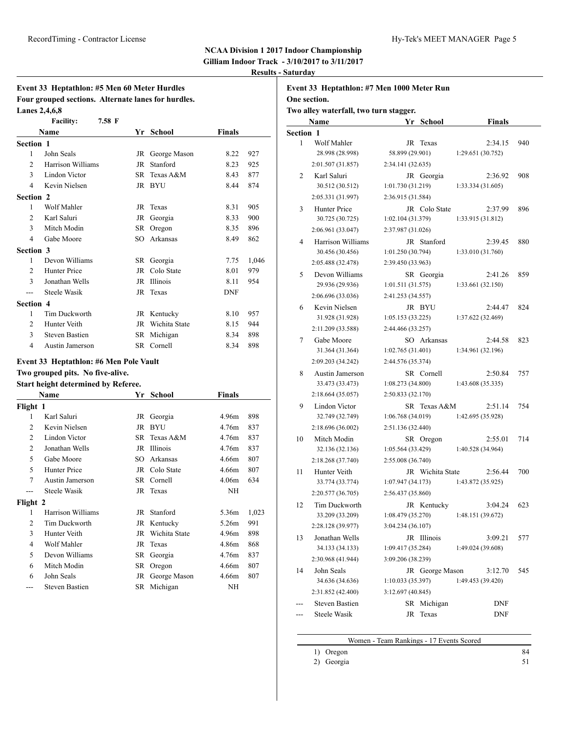## NCAA Division 1 2017 Indoor Championship

**Gilliam Indoor Track - 3/10/2017 to 3/11/2017**

**Results - Saturday**

### Event 33 Heptathlon: #5 Men 60 Meter Hurdles

**Four grouped sections. Alternate lanes for hurdles.**

**Lanes 2,4,6,8**

**Facility: 7.58 F**

| | Name | Yr | School | Finals | |
|---|---|---|---|---|---|
| **Section 1** | | | | | |
| 1 | John Seals | JR | George Mason | 8.22 | 927 |
| 2 | Harrison Williams | JR | Stanford | 8.23 | 925 |
| 3 | Lindon Victor | SR | Texas A&M | 8.43 | 877 |
| 4 | Kevin Nielsen | JR | BYU | 8.44 | 874 |
| **Section 2** | | | | | |
| 1 | Wolf Mahler | JR | Texas | 8.31 | 905 |
| 2 | Karl Saluri | JR | Georgia | 8.33 | 900 |
| 3 | Mitch Modin | SR | Oregon | 8.35 | 896 |
| 4 | Gabe Moore | SO | Arkansas | 8.49 | 862 |
| **Section 3** | | | | | |
| 1 | Devon Williams | SR | Georgia | 7.75 | 1,046 |
| 2 | Hunter Price | JR | Colo State | 8.01 | 979 |
| 3 | Jonathan Wells | JR | Illinois | 8.11 | 954 |
| --- | Steele Wasik | JR | Texas | DNF | |
| **Section 4** | | | | | |
| 1 | Tim Duckworth | JR | Kentucky | 8.10 | 957 |
| 2 | Hunter Veith | JR | Wichita State | 8.15 | 944 |
| 3 | Steven Bastien | SR | Michigan | 8.34 | 898 |
| 4 | Austin Jamerson | SR | Cornell | 8.34 | 898 |

### Event 33 Heptathlon: #6 Men Pole Vault

**Two grouped pits. No five-alive.**

**Start height determined by Referee.**

| | Name | Yr | School | Finals | |
|---|---|---|---|---|---|
| **Flight 1** | | | | | |
| 1 | Karl Saluri | JR | Georgia | 4.96m | 898 |
| 2 | Kevin Nielsen | JR | BYU | 4.76m | 837 |
| 2 | Lindon Victor | SR | Texas A&M | 4.76m | 837 |
| 2 | Jonathan Wells | JR | Illinois | 4.76m | 837 |
| 5 | Gabe Moore | SO | Arkansas | 4.66m | 807 |
| 5 | Hunter Price | JR | Colo State | 4.66m | 807 |
| 7 | Austin Jamerson | SR | Cornell | 4.06m | 634 |
| --- | Steele Wasik | JR | Texas | NH | |
| **Flight 2** | | | | | |
| 1 | Harrison Williams | JR | Stanford | 5.36m | 1,023 |
| 2 | Tim Duckworth | JR | Kentucky | 5.26m | 991 |
| 3 | Hunter Veith | JR | Wichita State | 4.96m | 898 |
| 4 | Wolf Mahler | JR | Texas | 4.86m | 868 |
| 5 | Devon Williams | SR | Georgia | 4.76m | 837 |
| 6 | Mitch Modin | SR | Oregon | 4.66m | 807 |
| 6 | John Seals | JR | George Mason | 4.66m | 807 |
| --- | Steven Bastien | SR | Michigan | NH | |

### Event 33 Heptathlon: #7 Men 1000 Meter Run

**One section.**

**Two alley waterfall, two turn stagger.**

| | Name | Yr | School | Finals | |
|---|---|---|---|---|---|
| **Section 1** | | | | | |
| 1 | Wolf Mahler | JR | Texas | 2:34.15 | 940 |
| | 28.998 (28.998) | 58.899 (29.901) | 1:29.651 (30.752) | 2:01.507 (31.857) | 2:34.141 (32.635) |
| 2 | Karl Saluri | JR | Georgia | 2:36.92 | 908 |
| | 30.512 (30.512) | 1:01.730 (31.219) | 1:33.334 (31.605) | 2:05.331 (31.997) | 2:36.915 (31.584) |
| 3 | Hunter Price | JR | Colo State | 2:37.99 | 896 |
| | 30.725 (30.725) | 1:02.104 (31.379) | 1:33.915 (31.812) | 2:06.961 (33.047) | 2:37.987 (31.026) |
| 4 | Harrison Williams | JR | Stanford | 2:39.45 | 880 |
| | 30.456 (30.456) | 1:01.250 (30.794) | 1:33.010 (31.760) | 2:05.488 (32.478) | 2:39.450 (33.963) |
| 5 | Devon Williams | SR | Georgia | 2:41.26 | 859 |
| | 29.936 (29.936) | 1:01.511 (31.575) | 1:33.661 (32.150) | 2:06.696 (33.036) | 2:41.253 (34.557) |
| 6 | Kevin Nielsen | JR | BYU | 2:44.47 | 824 |
| | 31.928 (31.928) | 1:05.153 (33.225) | 1:37.622 (32.469) | 2:11.209 (33.588) | 2:44.466 (33.257) |
| 7 | Gabe Moore | SO | Arkansas | 2:44.58 | 823 |
| | 31.364 (31.364) | 1:02.765 (31.401) | 1:34.961 (32.196) | 2:09.203 (34.242) | 2:44.576 (35.374) |
| 8 | Austin Jamerson | SR | Cornell | 2:50.84 | 757 |
| | 33.473 (33.473) | 1:08.273 (34.800) | 1:43.608 (35.335) | 2:18.664 (35.057) | 2:50.833 (32.170) |
| 9 | Lindon Victor | SR | Texas A&M | 2:51.14 | 754 |
| | 32.749 (32.749) | 1:06.768 (34.019) | 1:42.695 (35.928) | 2:18.696 (36.002) | 2:51.136 (32.440) |
| 10 | Mitch Modin | SR | Oregon | 2:55.01 | 714 |
| | 32.136 (32.136) | 1:05.564 (33.429) | 1:40.528 (34.964) | 2:18.268 (37.740) | 2:55.008 (36.740) |
| 11 | Hunter Veith | JR | Wichita State | 2:56.44 | 700 |
| | 33.774 (33.774) | 1:07.947 (34.173) | 1:43.872 (35.925) | 2:20.577 (36.705) | 2:56.437 (35.860) |
| 12 | Tim Duckworth | JR | Kentucky | 3:04.24 | 623 |
| | 33.209 (33.209) | 1:08.479 (35.270) | 1:48.151 (39.672) | 2:28.128 (39.977) | 3:04.234 (36.107) |
| 13 | Jonathan Wells | JR | Illinois | 3:09.21 | 577 |
| | 34.133 (34.133) | 1:09.417 (35.284) | 1:49.024 (39.608) | 2:30.968 (41.944) | 3:09.206 (38.239) |
| 14 | John Seals | JR | George Mason | 3:12.70 | 545 |
| | 34.636 (34.636) | 1:10.033 (35.397) | 1:49.453 (39.420) | 2:31.852 (42.400) | 3:12.697 (40.845) |
| --- | Steven Bastien | SR | Michigan | DNF | |
| --- | Steele Wasik | JR | Texas | DNF | |

**Women - Team Rankings - 17 Events Scored**

| | |
|---|---|
| 1) Oregon | 84 |
| 2) Georgia | 51 |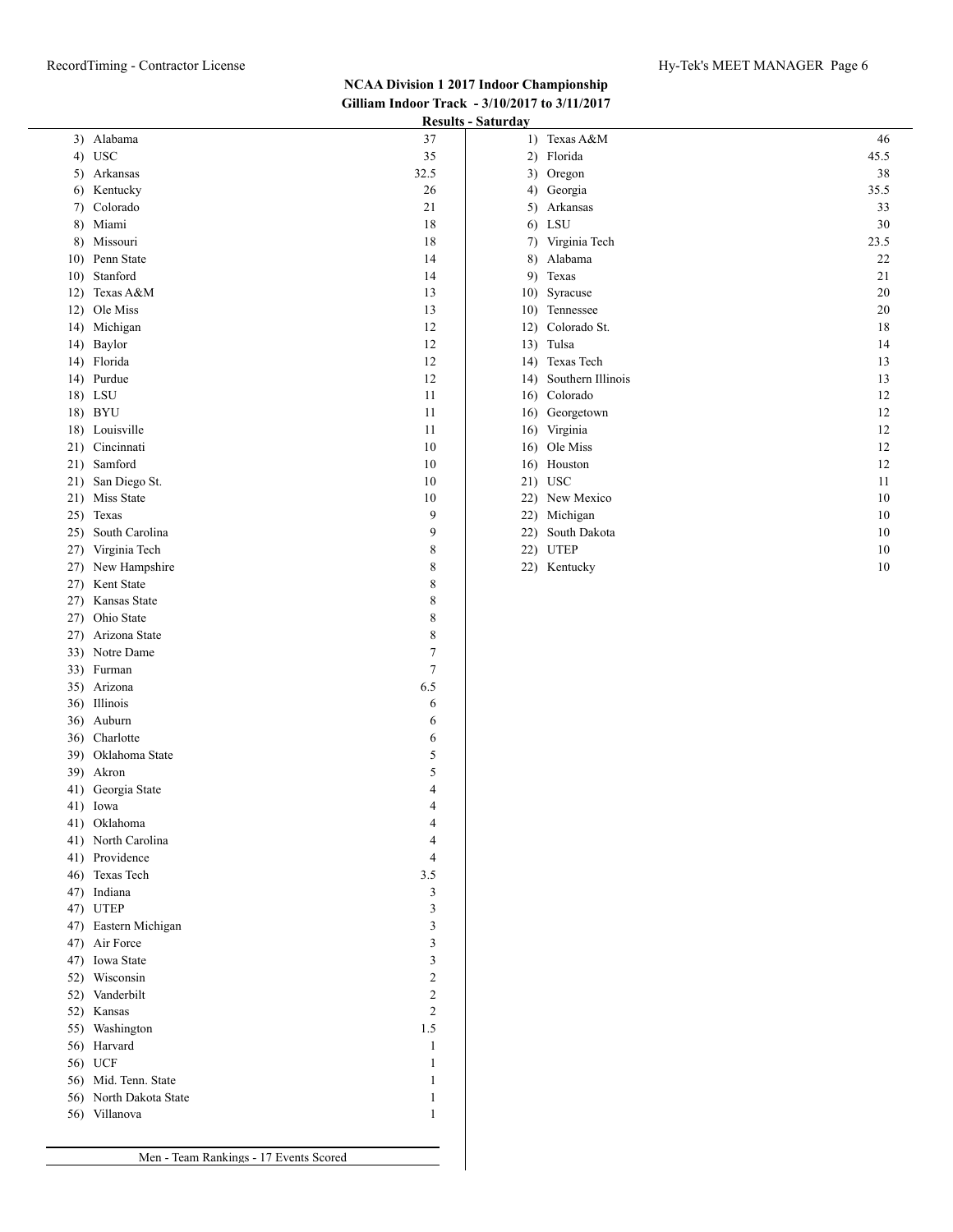## NCAA Division 1 2017 Indoor Championship

### Gilliam Indoor Track - 3/10/2017 to 3/11/2017

#### Results - Saturday

| Rank | Team | Points |
|---|---|---|
| 3) | Alabama | 37 |
| 4) | USC | 35 |
| 5) | Arkansas | 32.5 |
| 6) | Kentucky | 26 |
| 7) | Colorado | 21 |
| 8) | Miami | 18 |
| 8) | Missouri | 18 |
| 10) | Penn State | 14 |
| 10) | Stanford | 14 |
| 12) | Texas A&M | 13 |
| 12) | Ole Miss | 13 |
| 14) | Michigan | 12 |
| 14) | Baylor | 12 |
| 14) | Florida | 12 |
| 14) | Purdue | 12 |
| 18) | LSU | 11 |
| 18) | BYU | 11 |
| 18) | Louisville | 11 |
| 21) | Cincinnati | 10 |
| 21) | Samford | 10 |
| 21) | San Diego St. | 10 |
| 21) | Miss State | 10 |
| 25) | Texas | 9 |
| 25) | South Carolina | 9 |
| 27) | Virginia Tech | 8 |
| 27) | New Hampshire | 8 |
| 27) | Kent State | 8 |
| 27) | Kansas State | 8 |
| 27) | Ohio State | 8 |
| 27) | Arizona State | 8 |
| 33) | Notre Dame | 7 |
| 33) | Furman | 7 |
| 35) | Arizona | 6.5 |
| 36) | Illinois | 6 |
| 36) | Auburn | 6 |
| 36) | Charlotte | 6 |
| 39) | Oklahoma State | 5 |
| 39) | Akron | 5 |
| 41) | Georgia State | 4 |
| 41) | Iowa | 4 |
| 41) | Oklahoma | 4 |
| 41) | North Carolina | 4 |
| 41) | Providence | 4 |
| 46) | Texas Tech | 3.5 |
| 47) | Indiana | 3 |
| 47) | UTEP | 3 |
| 47) | Eastern Michigan | 3 |
| 47) | Air Force | 3 |
| 47) | Iowa State | 3 |
| 52) | Wisconsin | 2 |
| 52) | Vanderbilt | 2 |
| 52) | Kansas | 2 |
| 55) | Washington | 1.5 |
| 56) | Harvard | 1 |
| 56) | UCF | 1 |
| 56) | Mid. Tenn. State | 1 |
| 56) | North Dakota State | 1 |
| 56) | Villanova | 1 |

Men - Team Rankings - 17 Events Scored

| Rank | Team | Points |
|---|---|---|
| 1) | Texas A&M | 46 |
| 2) | Florida | 45.5 |
| 3) | Oregon | 38 |
| 4) | Georgia | 35.5 |
| 5) | Arkansas | 33 |
| 6) | LSU | 30 |
| 7) | Virginia Tech | 23.5 |
| 8) | Alabama | 22 |
| 9) | Texas | 21 |
| 10) | Syracuse | 20 |
| 10) | Tennessee | 20 |
| 12) | Colorado St. | 18 |
| 13) | Tulsa | 14 |
| 14) | Texas Tech | 13 |
| 14) | Southern Illinois | 13 |
| 16) | Colorado | 12 |
| 16) | Georgetown | 12 |
| 16) | Virginia | 12 |
| 16) | Ole Miss | 12 |
| 16) | Houston | 12 |
| 21) | USC | 11 |
| 22) | New Mexico | 10 |
| 22) | Michigan | 10 |
| 22) | South Dakota | 10 |
| 22) | UTEP | 10 |
| 22) | Kentucky | 10 |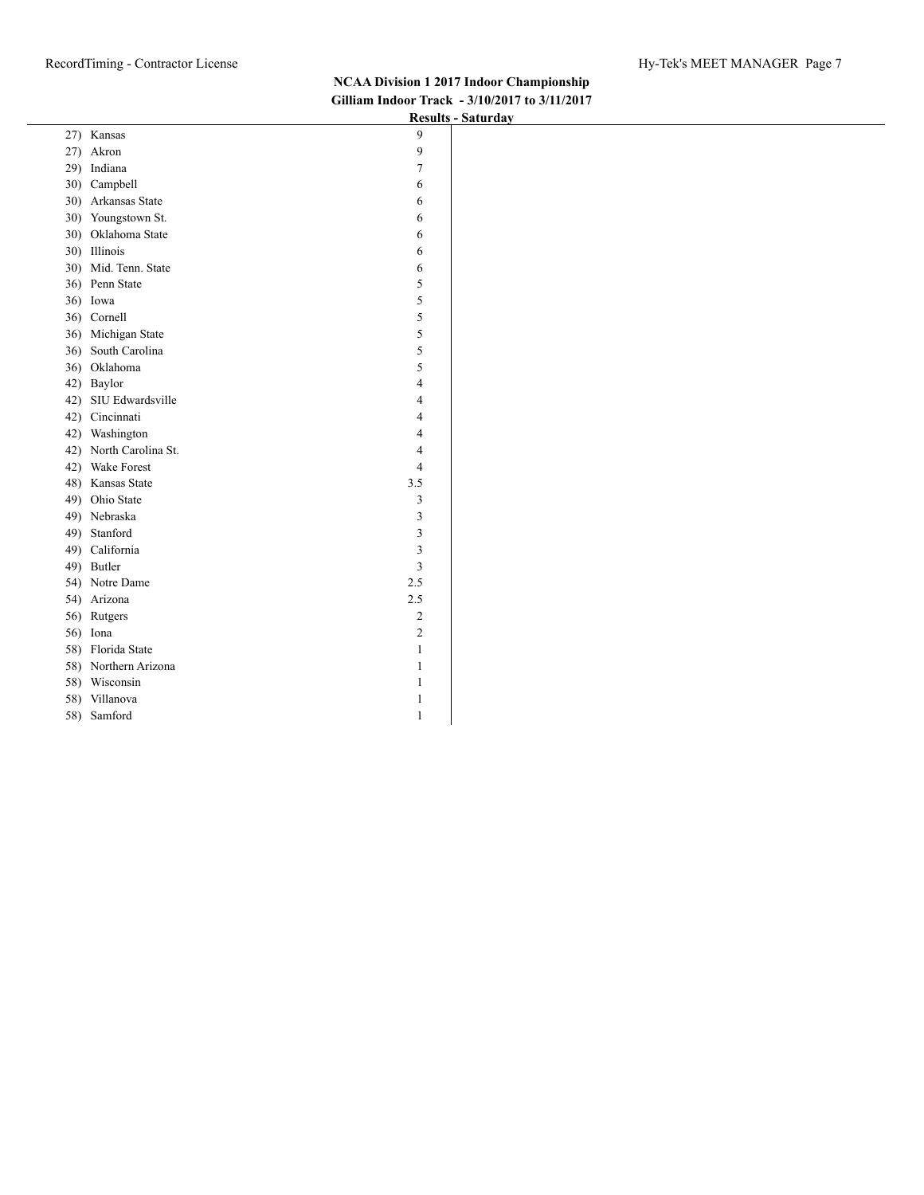**NCAA Division 1 2017 Indoor Championship**
**Gilliam Indoor Track - 3/10/2017 to 3/11/2017**
**Results - Saturday**

| Rank | Team | Points |
|---|---|---|
| 27) | Kansas | 9 |
| 27) | Akron | 9 |
| 29) | Indiana | 7 |
| 30) | Campbell | 6 |
| 30) | Arkansas State | 6 |
| 30) | Youngstown St. | 6 |
| 30) | Oklahoma State | 6 |
| 30) | Illinois | 6 |
| 30) | Mid. Tenn. State | 6 |
| 36) | Penn State | 5 |
| 36) | Iowa | 5 |
| 36) | Cornell | 5 |
| 36) | Michigan State | 5 |
| 36) | South Carolina | 5 |
| 36) | Oklahoma | 5 |
| 42) | Baylor | 4 |
| 42) | SIU Edwardsville | 4 |
| 42) | Cincinnati | 4 |
| 42) | Washington | 4 |
| 42) | North Carolina St. | 4 |
| 42) | Wake Forest | 4 |
| 48) | Kansas State | 3.5 |
| 49) | Ohio State | 3 |
| 49) | Nebraska | 3 |
| 49) | Stanford | 3 |
| 49) | California | 3 |
| 49) | Butler | 3 |
| 54) | Notre Dame | 2.5 |
| 54) | Arizona | 2.5 |
| 56) | Rutgers | 2 |
| 56) | Iona | 2 |
| 58) | Florida State | 1 |
| 58) | Northern Arizona | 1 |
| 58) | Wisconsin | 1 |
| 58) | Villanova | 1 |
| 58) | Samford | 1 |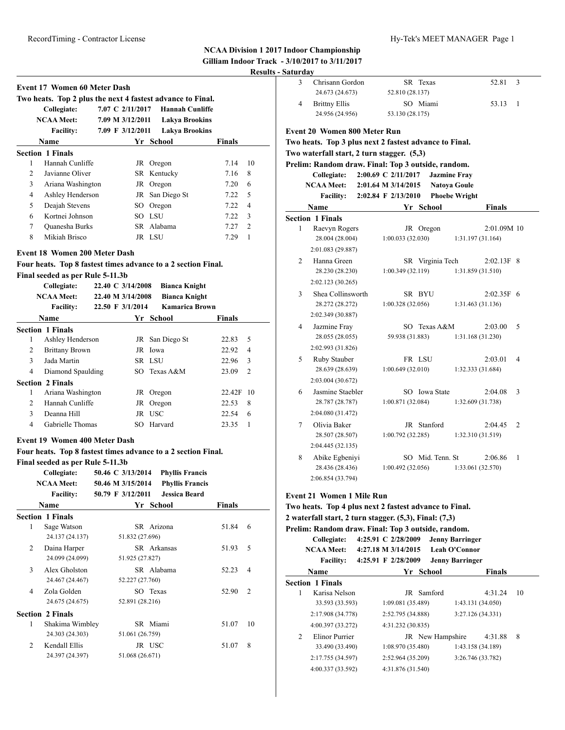**NCAA Division 1 2017 Indoor Championship**
**Gilliam Indoor Track - 3/10/2017 to 3/11/2017**
**Results - Saturday**

### Event 17 Women 60 Meter Dash

**Two heats. Top 2 plus the next 4 fastest advance to Final.**

| | | | |
|---|---|---|---|
| Collegiate: | 7.07 C 2/11/2017 | Hannah Cunliffe | |
| NCAA Meet: | 7.09 M 3/12/2011 | Lakya Brookins | |
| Facility: | 7.09 F 3/12/2011 | Lakya Brookins | |

| | Name | Yr | School | Finals | |
|---|---|---|---|---|---|
| **Section 1 Finals** | | | | | |
| 1 | Hannah Cunliffe | JR | Oregon | 7.14 | 10 |
| 2 | Javianne Oliver | SR | Kentucky | 7.16 | 8 |
| 3 | Ariana Washington | JR | Oregon | 7.20 | 6 |
| 4 | Ashley Henderson | JR | San Diego St | 7.22 | 5 |
| 5 | Deajah Stevens | SO | Oregon | 7.22 | 4 |
| 6 | Kortnei Johnson | SO | LSU | 7.22 | 3 |
| 7 | Quanesha Burks | SR | Alabama | 7.27 | 2 |
| 8 | Mikiah Brisco | JR | LSU | 7.29 | 1 |

### Event 18 Women 200 Meter Dash

**Four heats. Top 8 fastest times advance to a 2 section Final.**
**Final seeded as per Rule 5-11.3b**

| | | | |
|---|---|---|---|
| Collegiate: | 22.40 C 3/14/2008 | Bianca Knight | |
| NCAA Meet: | 22.40 M 3/14/2008 | Bianca Knight | |
| Facility: | 22.50 F 3/1/2014 | Kamarica Brown | |

| | Name | Yr | School | Finals | |
|---|---|---|---|---|---|
| **Section 1 Finals** | | | | | |
| 1 | Ashley Henderson | JR | San Diego St | 22.83 | 5 |
| 2 | Brittany Brown | JR | Iowa | 22.92 | 4 |
| 3 | Jada Martin | SR | LSU | 22.96 | 3 |
| 4 | Diamond Spaulding | SO | Texas A&M | 23.09 | 2 |
| **Section 2 Finals** | | | | | |
| 1 | Ariana Washington | JR | Oregon | 22.42F | 10 |
| 2 | Hannah Cunliffe | JR | Oregon | 22.53 | 8 |
| 3 | Deanna Hill | JR | USC | 22.54 | 6 |
| 4 | Gabrielle Thomas | SO | Harvard | 23.35 | 1 |

### Event 19 Women 400 Meter Dash

**Four heats. Top 8 fastest times advance to a 2 section Final.**
**Final seeded as per Rule 5-11.3b**

| | | | |
|---|---|---|---|
| Collegiate: | 50.46 C 3/13/2014 | Phyllis Francis | |
| NCAA Meet: | 50.46 M 3/15/2014 | Phyllis Francis | |
| Facility: | 50.79 F 3/12/2011 | Jessica Beard | |

| | Name | Yr | School | Finals | |
|---|---|---|---|---|---|
| **Section 1 Finals** | | | | | |
| 1 | Sage Watson | SR | Arizona | 51.84 | 6 |
| | 24.137 (24.137) | 51.832 (27.696) | | | |
| 2 | Daina Harper | SR | Arkansas | 51.93 | 5 |
| | 24.099 (24.099) | 51.925 (27.827) | | | |
| 3 | Alex Gholston | SR | Alabama | 52.23 | 4 |
| | 24.467 (24.467) | 52.227 (27.760) | | | |
| 4 | Zola Golden | SO | Texas | 52.90 | 2 |
| | 24.675 (24.675) | 52.891 (28.216) | | | |
| **Section 2 Finals** | | | | | |
| 1 | Shakima Wimbley | SR | Miami | 51.07 | 10 |
| | 24.303 (24.303) | 51.061 (26.759) | | | |
| 2 | Kendall Ellis | JR | USC | 51.07 | 8 |
| | 24.397 (24.397) | 51.068 (26.671) | | | |
| 3 | Chrisann Gordon | SR | Texas | 52.81 | 3 |
| | 24.673 (24.673) | 52.810 (28.137) | | | |
| 4 | Brittny Ellis | SO | Miami | 53.13 | 1 |
| | 24.956 (24.956) | 53.130 (28.175) | | | |

### Event 20 Women 800 Meter Run

**Two heats. Top 3 plus next 2 fastest advance to Final.**
**Two waterfall start, 2 turn stagger. (5,3)**
**Prelim: Random draw. Final: Top 3 outside, random.**

| | | | |
|---|---|---|---|
| Collegiate: | 2:00.69 C 2/11/2017 | Jazmine Fray | |
| NCAA Meet: | 2:01.64 M 3/14/2015 | Natoya Goule | |
| Facility: | 2:02.84 F 2/13/2010 | Phoebe Wright | |

| | Name | Yr | School | Finals | |
|---|---|---|---|---|---|
| **Section 1 Finals** | | | | | |
| 1 | Raevyn Rogers | JR | Oregon | 2:01.09M | 10 |
| | 28.004 (28.004) | 1:00.033 (32.030) | 1:31.197 (31.164) | | |
| | 2:01.083 (29.887) | | | | |
| 2 | Hanna Green | SR | Virginia Tech | 2:02.13F | 8 |
| | 28.230 (28.230) | 1:00.349 (32.119) | 1:31.859 (31.510) | | |
| | 2:02.123 (30.265) | | | | |
| 3 | Shea Collinsworth | SR | BYU | 2:02.35F | 6 |
| | 28.272 (28.272) | 1:00.328 (32.056) | 1:31.463 (31.136) | | |
| | 2:02.349 (30.887) | | | | |
| 4 | Jazmine Fray | SO | Texas A&M | 2:03.00 | 5 |
| | 28.055 (28.055) | 59.938 (31.883) | 1:31.168 (31.230) | | |
| | 2:02.993 (31.826) | | | | |
| 5 | Ruby Stauber | FR | LSU | 2:03.01 | 4 |
| | 28.639 (28.639) | 1:00.649 (32.010) | 1:32.333 (31.684) | | |
| | 2:03.004 (30.672) | | | | |
| 6 | Jasmine Staebler | SO | Iowa State | 2:04.08 | 3 |
| | 28.787 (28.787) | 1:00.871 (32.084) | 1:32.609 (31.738) | | |
| | 2:04.080 (31.472) | | | | |
| 7 | Olivia Baker | JR | Stanford | 2:04.45 | 2 |
| | 28.507 (28.507) | 1:00.792 (32.285) | 1:32.310 (31.519) | | |
| | 2:04.445 (32.135) | | | | |
| 8 | Abike Egbeniyi | SO | Mid. Tenn. St | 2:06.86 | 1 |
| | 28.436 (28.436) | 1:00.492 (32.056) | 1:33.061 (32.570) | | |
| | 2:06.854 (33.794) | | | | |

### Event 21 Women 1 Mile Run

**Two heats. Top 4 plus next 2 fastest advance to Final.**
**2 waterfall start, 2 turn stagger. (5,3), Final: (7,3)**
**Prelim: Random draw. Final: Top 3 outside, random.**

| | | | |
|---|---|---|---|
| Collegiate: | 4:25.91 C 2/28/2009 | Jenny Barringer | |
| NCAA Meet: | 4:27.18 M 3/14/2015 | Leah O'Connor | |
| Facility: | 4:25.91 F 2/28/2009 | Jenny Barringer | |

| | Name | Yr | School | Finals | |
|---|---|---|---|---|---|
| **Section 1 Finals** | | | | | |
| 1 | Karisa Nelson | JR | Samford | 4:31.24 | 10 |
| | 33.593 (33.593) | 1:09.081 (35.489) | 1:43.131 (34.050) | | |
| | 2:17.908 (34.778) | 2:52.795 (34.888) | 3:27.126 (34.331) | | |
| | 4:00.397 (33.272) | 4:31.232 (30.835) | | | |
| 2 | Elinor Purrier | JR | New Hampshire | 4:31.88 | 8 |
| | 33.490 (33.490) | 1:08.970 (35.480) | 1:43.158 (34.189) | | |
| | 2:17.755 (34.597) | 2:52.964 (35.209) | 3:26.746 (33.782) | | |
| | 4:00.337 (33.592) | 4:31.876 (31.540) | | | |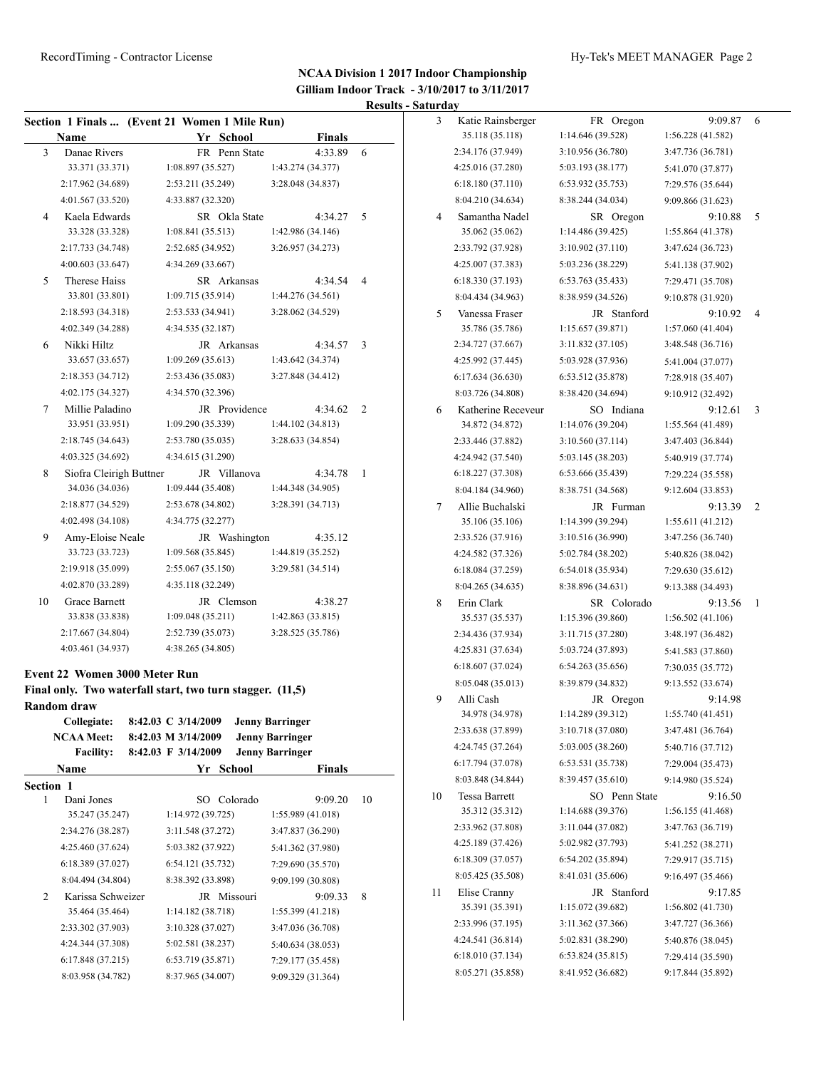**NCAA Division 1 2017 Indoor Championship**
**Gilliam Indoor Track - 3/10/2017 to 3/11/2017**
**Results - Saturday**

**Section 1 Finals ... (Event 21 Women 1 Mile Run)**

| | Name | Yr | School | Finals | |
|---|---|---|---|---|---|
| 3 | Danae Rivers | FR | Penn State | 4:33.89 | 6 |
| | 33.371 (33.371) | 1:08.897 (35.527) | 1:43.274 (34.377) | | |
| | 2:17.962 (34.689) | 2:53.211 (35.249) | 3:28.048 (34.837) | | |
| | 4:01.567 (33.520) | 4:33.887 (32.320) | | | |
| 4 | Kaela Edwards | SR | Okla State | 4:34.27 | 5 |
| | 33.328 (33.328) | 1:08.841 (35.513) | 1:42.986 (34.146) | | |
| | 2:17.733 (34.748) | 2:52.685 (34.952) | 3:26.957 (34.273) | | |
| | 4:00.603 (33.647) | 4:34.269 (33.667) | | | |
| 5 | Therese Haiss | SR | Arkansas | 4:34.54 | 4 |
| | 33.801 (33.801) | 1:09.715 (35.914) | 1:44.276 (34.561) | | |
| | 2:18.593 (34.318) | 2:53.533 (34.941) | 3:28.062 (34.529) | | |
| | 4:02.349 (34.288) | 4:34.535 (32.187) | | | |
| 6 | Nikki Hiltz | JR | Arkansas | 4:34.57 | 3 |
| | 33.657 (33.657) | 1:09.269 (35.613) | 1:43.642 (34.374) | | |
| | 2:18.353 (34.712) | 2:53.436 (35.083) | 3:27.848 (34.412) | | |
| | 4:02.175 (34.327) | 4:34.570 (32.396) | | | |
| 7 | Millie Paladino | JR | Providence | 4:34.62 | 2 |
| | 33.951 (33.951) | 1:09.290 (35.339) | 1:44.102 (34.813) | | |
| | 2:18.745 (34.643) | 2:53.780 (35.035) | 3:28.633 (34.854) | | |
| | 4:03.325 (34.692) | 4:34.615 (31.290) | | | |
| 8 | Siofra Cleirigh Buttner | JR | Villanova | 4:34.78 | 1 |
| | 34.036 (34.036) | 1:09.444 (35.408) | 1:44.348 (34.905) | | |
| | 2:18.877 (34.529) | 2:53.678 (34.802) | 3:28.391 (34.713) | | |
| | 4:02.498 (34.108) | 4:34.775 (32.277) | | | |
| 9 | Amy-Eloise Neale | JR | Washington | 4:35.12 | |
| | 33.723 (33.723) | 1:09.568 (35.845) | 1:44.819 (35.252) | | |
| | 2:19.918 (35.099) | 2:55.067 (35.150) | 3:29.581 (34.514) | | |
| | 4:02.870 (33.289) | 4:35.118 (32.249) | | | |
| 10 | Grace Barnett | JR | Clemson | 4:38.27 | |
| | 33.838 (33.838) | 1:09.048 (35.211) | 1:42.863 (33.815) | | |
| | 2:17.667 (34.804) | 2:52.739 (35.073) | 3:28.525 (35.786) | | |
| | 4:03.461 (34.937) | 4:38.265 (34.805) | | | |

## Event 22 Women 3000 Meter Run

**Final only. Two waterfall start, two turn stagger. (11,5)**

**Random draw**

| | | | |
|---|---|---|---|
| Collegiate: | 8:42.03 C | 3/14/2009 | Jenny Barringer |
| NCAA Meet: | 8:42.03 M | 3/14/2009 | Jenny Barringer |
| Facility: | 8:42.03 F | 3/14/2009 | Jenny Barringer |

**Section 1**

| | Name | Yr | School | Finals | |
|---|---|---|---|---|---|
| 1 | Dani Jones | SO | Colorado | 9:09.20 | 10 |
| | 35.247 (35.247) | 1:14.972 (39.725) | 1:55.989 (41.018) | | |
| | 2:34.276 (38.287) | 3:11.548 (37.272) | 3:47.837 (36.290) | | |
| | 4:25.460 (37.624) | 5:03.382 (37.922) | 5:41.362 (37.980) | | |
| | 6:18.389 (37.027) | 6:54.121 (35.732) | 7:29.690 (35.570) | | |
| | 8:04.494 (34.804) | 8:38.392 (33.898) | 9:09.199 (30.808) | | |
| 2 | Karissa Schweizer | JR | Missouri | 9:09.33 | 8 |
| | 35.464 (35.464) | 1:14.182 (38.718) | 1:55.399 (41.218) | | |
| | 2:33.302 (37.903) | 3:10.328 (37.027) | 3:47.036 (36.708) | | |
| | 4:24.344 (37.308) | 5:02.581 (38.237) | 5:40.634 (38.053) | | |
| | 6:17.848 (37.215) | 6:53.719 (35.871) | 7:29.177 (35.458) | | |
| | 8:03.958 (34.782) | 8:37.965 (34.007) | 9:09.329 (31.364) | | |
| 3 | Katie Rainsberger | FR | Oregon | 9:09.87 | 6 |
| | 35.118 (35.118) | 1:14.646 (39.528) | 1:56.228 (41.582) | | |
| | 2:34.176 (37.949) | 3:10.956 (36.780) | 3:47.736 (36.781) | | |
| | 4:25.016 (37.280) | 5:03.193 (38.177) | 5:41.070 (37.877) | | |
| | 6:18.180 (37.110) | 6:53.932 (35.753) | 7:29.576 (35.644) | | |
| | 8:04.210 (34.634) | 8:38.244 (34.034) | 9:09.866 (31.623) | | |
| 4 | Samantha Nadel | SR | Oregon | 9:10.88 | 5 |
| | 35.062 (35.062) | 1:14.486 (39.425) | 1:55.864 (41.378) | | |
| | 2:33.792 (37.928) | 3:10.902 (37.110) | 3:47.624 (36.723) | | |
| | 4:25.007 (37.383) | 5:03.236 (38.229) | 5:41.138 (37.902) | | |
| | 6:18.330 (37.193) | 6:53.763 (35.433) | 7:29.471 (35.708) | | |
| | 8:04.434 (34.963) | 8:38.959 (34.526) | 9:10.878 (31.920) | | |
| 5 | Vanessa Fraser | JR | Stanford | 9:10.92 | 4 |
| | 35.786 (35.786) | 1:15.657 (39.871) | 1:57.060 (41.404) | | |
| | 2:34.727 (37.667) | 3:11.832 (37.105) | 3:48.548 (36.716) | | |
| | 4:25.992 (37.445) | 5:03.928 (37.936) | 5:41.004 (37.077) | | |
| | 6:17.634 (36.630) | 6:53.512 (35.878) | 7:28.918 (35.407) | | |
| | 8:03.726 (34.808) | 8:38.420 (34.694) | 9:10.912 (32.492) | | |
| 6 | Katherine Receveur | SO | Indiana | 9:12.61 | 3 |
| | 34.872 (34.872) | 1:14.076 (39.204) | 1:55.564 (41.489) | | |
| | 2:33.446 (37.882) | 3:10.560 (37.114) | 3:47.403 (36.844) | | |
| | 4:24.942 (37.540) | 5:03.145 (38.203) | 5:40.919 (37.774) | | |
| | 6:18.227 (37.308) | 6:53.666 (35.439) | 7:29.224 (35.558) | | |
| | 8:04.184 (34.960) | 8:38.751 (34.568) | 9:12.604 (33.853) | | |
| 7 | Allie Buchalski | JR | Furman | 9:13.39 | 2 |
| | 35.106 (35.106) | 1:14.399 (39.294) | 1:55.611 (41.212) | | |
| | 2:33.526 (37.916) | 3:10.516 (36.990) | 3:47.256 (36.740) | | |
| | 4:24.582 (37.326) | 5:02.784 (38.202) | 5:40.826 (38.042) | | |
| | 6:18.084 (37.259) | 6:54.018 (35.934) | 7:29.630 (35.612) | | |
| | 8:04.265 (34.635) | 8:38.896 (34.631) | 9:13.388 (34.493) | | |
| 8 | Erin Clark | SR | Colorado | 9:13.56 | 1 |
| | 35.537 (35.537) | 1:15.396 (39.860) | 1:56.502 (41.106) | | |
| | 2:34.436 (37.934) | 3:11.715 (37.280) | 3:48.197 (36.482) | | |
| | 4:25.831 (37.634) | 5:03.724 (37.893) | 5:41.583 (37.860) | | |
| | 6:18.607 (37.024) | 6:54.263 (35.656) | 7:30.035 (35.772) | | |
| | 8:05.048 (35.013) | 8:39.879 (34.832) | 9:13.552 (33.674) | | |
| 9 | Alli Cash | JR | Oregon | 9:14.98 | |
| | 34.978 (34.978) | 1:14.289 (39.312) | 1:55.740 (41.451) | | |
| | 2:33.638 (37.899) | 3:10.718 (37.080) | 3:47.481 (36.764) | | |
| | 4:24.745 (37.264) | 5:03.005 (38.260) | 5:40.716 (37.712) | | |
| | 6:17.794 (37.078) | 6:53.531 (35.738) | 7:29.004 (35.473) | | |
| | 8:03.848 (34.844) | 8:39.457 (35.610) | 9:14.980 (35.524) | | |
| 10 | Tessa Barrett | SO | Penn State | 9:16.50 | |
| | 35.312 (35.312) | 1:14.688 (39.376) | 1:56.155 (41.468) | | |
| | 2:33.962 (37.808) | 3:11.044 (37.082) | 3:47.763 (36.719) | | |
| | 4:25.189 (37.426) | 5:02.982 (37.793) | 5:41.252 (38.271) | | |
| | 6:18.309 (37.057) | 6:54.202 (35.894) | 7:29.917 (35.715) | | |
| | 8:05.425 (35.508) | 8:41.031 (35.606) | 9:16.497 (35.466) | | |
| 11 | Elise Cranny | JR | Stanford | 9:17.85 | |
| | 35.391 (35.391) | 1:15.072 (39.682) | 1:56.802 (41.730) | | |
| | 2:33.996 (37.195) | 3:11.362 (37.366) | 3:47.727 (36.366) | | |
| | 4:24.541 (36.814) | 5:02.831 (38.290) | 5:40.876 (38.045) | | |
| | 6:18.010 (37.134) | 6:53.824 (35.815) | 7:29.414 (35.590) | | |
| | 8:05.271 (35.858) | 8:41.952 (36.682) | 9:17.844 (35.892) | | |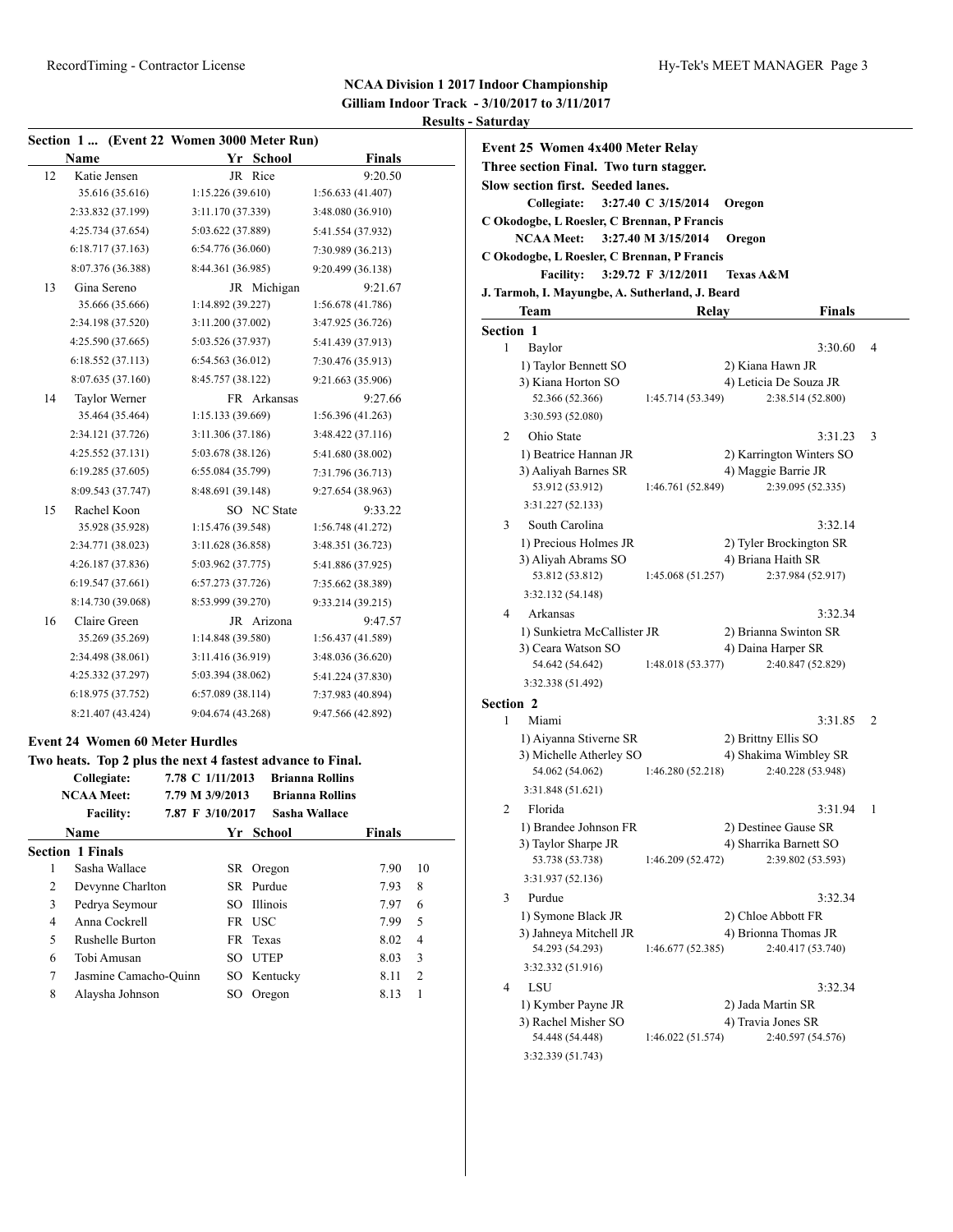**NCAA Division 1 2017 Indoor Championship**
**Gilliam Indoor Track - 3/10/2017 to 3/11/2017**
**Results - Saturday**

### Section 1 ... (Event 22 Women 3000 Meter Run)

| | Name | Yr | School | Finals |
|---|---|---|---|---|
| 12 | Katie Jensen | JR | Rice | 9:20.50 |
| | 35.616 (35.616) | 1:15.226 (39.610) | 1:56.633 (41.407) | |
| | 2:33.832 (37.199) | 3:11.170 (37.339) | 3:48.080 (36.910) | |
| | 4:25.734 (37.654) | 5:03.622 (37.889) | 5:41.554 (37.932) | |
| | 6:18.717 (37.163) | 6:54.776 (36.060) | 7:30.989 (36.213) | |
| | 8:07.376 (36.388) | 8:44.361 (36.985) | 9:20.499 (36.138) | |
| 13 | Gina Sereno | JR | Michigan | 9:21.67 |
| | 35.666 (35.666) | 1:14.892 (39.227) | 1:56.678 (41.786) | |
| | 2:34.198 (37.520) | 3:11.200 (37.002) | 3:47.925 (36.726) | |
| | 4:25.590 (37.665) | 5:03.526 (37.937) | 5:41.439 (37.913) | |
| | 6:18.552 (37.113) | 6:54.563 (36.012) | 7:30.476 (35.913) | |
| | 8:07.635 (37.160) | 8:45.757 (38.122) | 9:21.663 (35.906) | |
| 14 | Taylor Werner | FR | Arkansas | 9:27.66 |
| | 35.464 (35.464) | 1:15.133 (39.669) | 1:56.396 (41.263) | |
| | 2:34.121 (37.726) | 3:11.306 (37.186) | 3:48.422 (37.116) | |
| | 4:25.552 (37.131) | 5:03.678 (38.126) | 5:41.680 (38.002) | |
| | 6:19.285 (37.605) | 6:55.084 (35.799) | 7:31.796 (36.713) | |
| | 8:09.543 (37.747) | 8:48.691 (39.148) | 9:27.654 (38.963) | |
| 15 | Rachel Koon | SO | NC State | 9:33.22 |
| | 35.928 (35.928) | 1:15.476 (39.548) | 1:56.748 (41.272) | |
| | 2:34.771 (38.023) | 3:11.628 (36.858) | 3:48.351 (36.723) | |
| | 4:26.187 (37.836) | 5:03.962 (37.775) | 5:41.886 (37.925) | |
| | 6:19.547 (37.661) | 6:57.273 (37.726) | 7:35.662 (38.389) | |
| | 8:14.730 (39.068) | 8:53.999 (39.270) | 9:33.214 (39.215) | |
| 16 | Claire Green | JR | Arizona | 9:47.57 |
| | 35.269 (35.269) | 1:14.848 (39.580) | 1:56.437 (41.589) | |
| | 2:34.498 (38.061) | 3:11.416 (36.919) | 3:48.036 (36.620) | |
| | 4:25.332 (37.297) | 5:03.394 (38.062) | 5:41.224 (37.830) | |
| | 6:18.975 (37.752) | 6:57.089 (38.114) | 7:37.983 (40.894) | |
| | 8:21.407 (43.424) | 9:04.674 (43.268) | 9:47.566 (42.892) | |

### Event 24 Women 60 Meter Hurdles

**Two heats. Top 2 plus the next 4 fastest advance to Final.**

| | | |
|---|---|---|
| Collegiate: | 7.78 C 1/11/2013 | Brianna Rollins |
| NCAA Meet: | 7.79 M 3/9/2013 | Brianna Rollins |
| Facility: | 7.87 F 3/10/2017 | Sasha Wallace |

**Section 1 Finals**

| | Name | Yr | School | Finals | Points |
|---|---|---|---|---|---|
| 1 | Sasha Wallace | SR | Oregon | 7.90 | 10 |
| 2 | Devynne Charlton | SR | Purdue | 7.93 | 8 |
| 3 | Pedrya Seymour | SO | Illinois | 7.97 | 6 |
| 4 | Anna Cockrell | FR | USC | 7.99 | 5 |
| 5 | Rushelle Burton | FR | Texas | 8.02 | 4 |
| 6 | Tobi Amusan | SO | UTEP | 8.03 | 3 |
| 7 | Jasmine Camacho-Quinn | SO | Kentucky | 8.11 | 2 |
| 8 | Alaysha Johnson | SO | Oregon | 8.13 | 1 |

### Event 25 Women 4x400 Meter Relay

**Three section Final. Two turn stagger.**
**Slow section first. Seeded lanes.**

| | | |
|---|---|---|
| Collegiate: | 3:27.40 C 3/15/2014 | Oregon |
| C Okodogbe, L Roesler, C Brennan, P Francis | | |
| NCAA Meet: | 3:27.40 M 3/15/2014 | Oregon |
| C Okodogbe, L Roesler, C Brennan, P Francis | | |
| Facility: | 3:29.72 F 3/12/2011 | Texas A&M |
| J. Tarmoh, I. Mayungbe, A. Sutherland, J. Beard | | |

**Section 1**

| | Team | Relay | Finals | Points |
|---|---|---|---|---|
| 1 | Baylor | | 3:30.60 | 4 |
| | 1) Taylor Bennett SO | 2) Kiana Hawn JR | | |
| | 3) Kiana Horton SO | 4) Leticia De Souza JR | | |
| | 52.366 (52.366) | 1:45.714 (53.349) | 2:38.514 (52.800) | |
| | 3:30.593 (52.080) | | | |
| 2 | Ohio State | | 3:31.23 | 3 |
| | 1) Beatrice Hannan JR | 2) Karrington Winters SO | | |
| | 3) Aaliyah Barnes SR | 4) Maggie Barrie JR | | |
| | 53.912 (53.912) | 1:46.761 (52.849) | 2:39.095 (52.335) | |
| | 3:31.227 (52.133) | | | |
| 3 | South Carolina | | 3:32.14 | |
| | 1) Precious Holmes JR | 2) Tyler Brockington SR | | |
| | 3) Aliyah Abrams SO | 4) Briana Haith SR | | |
| | 53.812 (53.812) | 1:45.068 (51.257) | 2:37.984 (52.917) | |
| | 3:32.132 (54.148) | | | |
| 4 | Arkansas | | 3:32.34 | |
| | 1) Sunkietra McCallister JR | 2) Brianna Swinton SR | | |
| | 3) Ceara Watson SO | 4) Daina Harper SR | | |
| | 54.642 (54.642) | 1:48.018 (53.377) | 2:40.847 (52.829) | |
| | 3:32.338 (51.492) | | | |

**Section 2**

| | Team | Relay | Finals | Points |
|---|---|---|---|---|
| 1 | Miami | | 3:31.85 | 2 |
| | 1) Aiyanna Stiverne SR | 2) Brittny Ellis SO | | |
| | 3) Michelle Atherley SO | 4) Shakima Wimbley SR | | |
| | 54.062 (54.062) | 1:46.280 (52.218) | 2:40.228 (53.948) | |
| | 3:31.848 (51.621) | | | |
| 2 | Florida | | 3:31.94 | 1 |
| | 1) Brandee Johnson FR | 2) Destinee Gause SR | | |
| | 3) Taylor Sharpe JR | 4) Sharrika Barnett SO | | |
| | 53.738 (53.738) | 1:46.209 (52.472) | 2:39.802 (53.593) | |
| | 3:31.937 (52.136) | | | |
| 3 | Purdue | | 3:32.34 | |
| | 1) Symone Black JR | 2) Chloe Abbott FR | | |
| | 3) Jahneya Mitchell JR | 4) Brionna Thomas JR | | |
| | 54.293 (54.293) | 1:46.677 (52.385) | 2:40.417 (53.740) | |
| | 3:32.332 (51.916) | | | |
| 4 | LSU | | 3:32.34 | |
| | 1) Kymber Payne JR | 2) Jada Martin SR | | |
| | 3) Rachel Misher SO | 4) Travia Jones SR | | |
| | 54.448 (54.448) | 1:46.022 (51.574) | 2:40.597 (54.576) | |
| | 3:32.339 (51.743) | | | |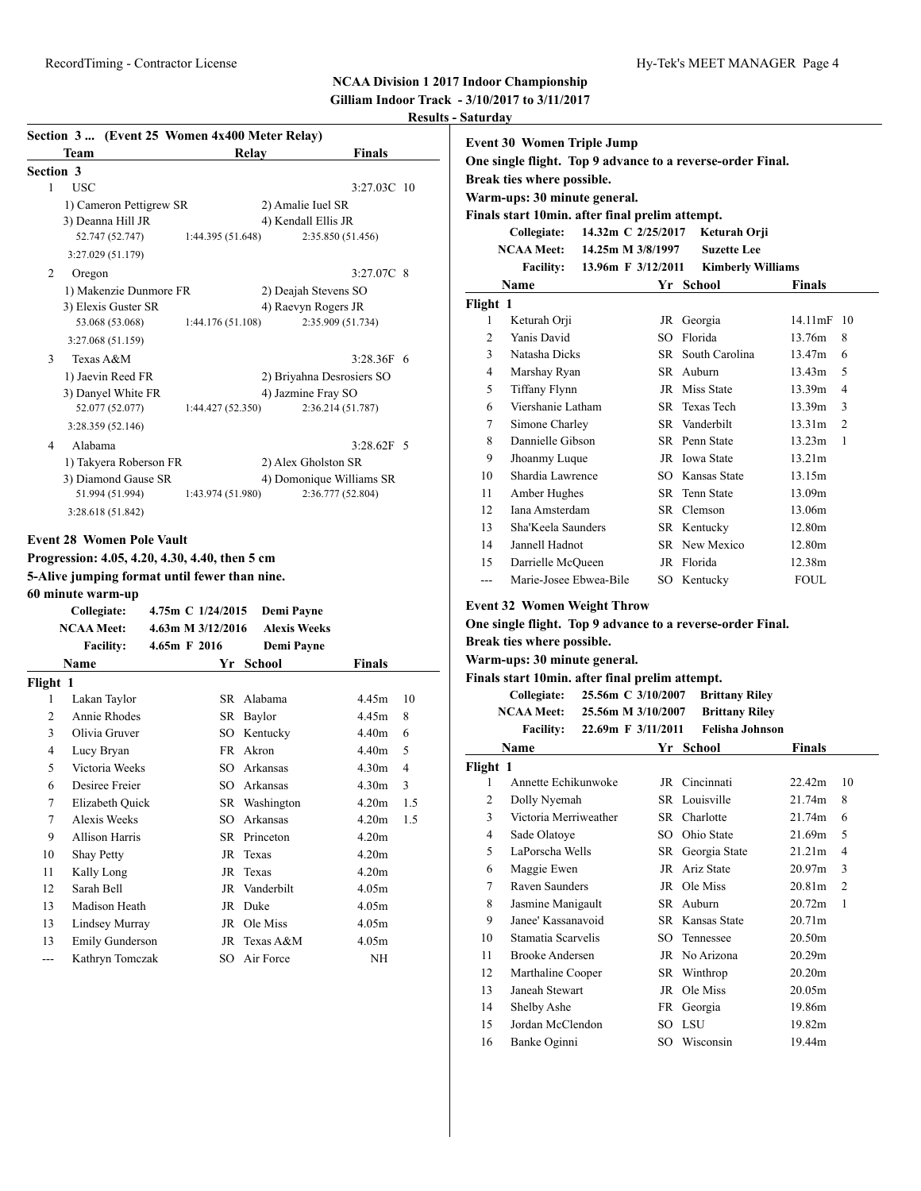# NCAA Division 1 2017 Indoor Championship

## Gilliam Indoor Track - 3/10/2017 to 3/11/2017

### Results - Saturday

**Section 3 ... (Event 25 Women 4x400 Meter Relay)**

| | Team | Relay | Finals | |
|---|---|---|---|---|
| **Section 3** | | | | |
| 1 | USC | | 3:27.03C | 10 |
| | 1) Cameron Pettigrew SR | 2) Amalie Iuel SR | | |
| | 3) Deanna Hill JR | 4) Kendall Ellis JR | | |
| | 52.747 (52.747) | 1:44.395 (51.648) | 2:35.850 (51.456) | |
| | 3:27.029 (51.179) | | | |
| 2 | Oregon | | 3:27.07C | 8 |
| | 1) Makenzie Dunmore FR | 2) Deajah Stevens SO | | |
| | 3) Elexis Guster SR | 4) Raevyn Rogers JR | | |
| | 53.068 (53.068) | 1:44.176 (51.108) | 2:35.909 (51.734) | |
| | 3:27.068 (51.159) | | | |
| 3 | Texas A&M | | 3:28.36F | 6 |
| | 1) Jaevin Reed FR | 2) Briyahna Desrosiers SO | | |
| | 3) Danyel White FR | 4) Jazmine Fray SO | | |
| | 52.077 (52.077) | 1:44.427 (52.350) | 2:36.214 (51.787) | |
| | 3:28.359 (52.146) | | | |
| 4 | Alabama | | 3:28.62F | 5 |
| | 1) Takyera Roberson FR | 2) Alex Gholston SR | | |
| | 3) Diamond Gause SR | 4) Domonique Williams SR | | |
| | 51.994 (51.994) | 1:43.974 (51.980) | 2:36.777 (52.804) | |
| | 3:28.618 (51.842) | | | |

**Event 28 Women Pole Vault**

**Progression: 4.05, 4.20, 4.30, 4.40, then 5 cm**

**5-Alive jumping format until fewer than nine.**

**60 minute warm-up**

| | | | |
|---|---|---|---|
| **Collegiate:** | 4.75m C | 1/24/2015 | Demi Payne |
| **NCAA Meet:** | 4.63m M | 3/12/2016 | Alexis Weeks |
| **Facility:** | 4.65m F | 2016 | Demi Payne |

| | Name | Yr | School | Finals | |
|---|---|---|---|---|---|
| **Flight 1** | | | | | |
| 1 | Lakan Taylor | SR | Alabama | 4.45m | 10 |
| 2 | Annie Rhodes | SR | Baylor | 4.45m | 8 |
| 3 | Olivia Gruver | SO | Kentucky | 4.40m | 6 |
| 4 | Lucy Bryan | FR | Akron | 4.40m | 5 |
| 5 | Victoria Weeks | SO | Arkansas | 4.30m | 4 |
| 6 | Desiree Freier | SO | Arkansas | 4.30m | 3 |
| 7 | Elizabeth Quick | SR | Washington | 4.20m | 1.5 |
| 7 | Alexis Weeks | SO | Arkansas | 4.20m | 1.5 |
| 9 | Allison Harris | SR | Princeton | 4.20m | |
| 10 | Shay Petty | JR | Texas | 4.20m | |
| 11 | Kally Long | JR | Texas | 4.20m | |
| 12 | Sarah Bell | JR | Vanderbilt | 4.05m | |
| 13 | Madison Heath | JR | Duke | 4.05m | |
| 13 | Lindsey Murray | JR | Ole Miss | 4.05m | |
| 13 | Emily Gunderson | JR | Texas A&M | 4.05m | |
| --- | Kathryn Tomczak | SO | Air Force | NH | |

**Event 30 Women Triple Jump**

**One single flight. Top 9 advance to a reverse-order Final.**

**Break ties where possible.**

**Warm-ups: 30 minute general.**

**Finals start 10min. after final prelim attempt.**

| | | | |
|---|---|---|---|
| **Collegiate:** | 14.32m C | 2/25/2017 | Keturah Orji |
| **NCAA Meet:** | 14.25m M | 3/8/1997 | Suzette Lee |
| **Facility:** | 13.96m F | 3/12/2011 | Kimberly Williams |

| | Name | Yr | School | Finals | |
|---|---|---|---|---|---|
| **Flight 1** | | | | | |
| 1 | Keturah Orji | JR | Georgia | 14.11mF | 10 |
| 2 | Yanis David | SO | Florida | 13.76m | 8 |
| 3 | Natasha Dicks | SR | South Carolina | 13.47m | 6 |
| 4 | Marshay Ryan | SR | Auburn | 13.43m | 5 |
| 5 | Tiffany Flynn | JR | Miss State | 13.39m | 4 |
| 6 | Viershanie Latham | SR | Texas Tech | 13.39m | 3 |
| 7 | Simone Charley | SR | Vanderbilt | 13.31m | 2 |
| 8 | Dannielle Gibson | SR | Penn State | 13.23m | 1 |
| 9 | Jhoanmy Luque | JR | Iowa State | 13.21m | |
| 10 | Shardia Lawrence | SO | Kansas State | 13.15m | |
| 11 | Amber Hughes | SR | Tenn State | 13.09m | |
| 12 | Iana Amsterdam | SR | Clemson | 13.06m | |
| 13 | Sha'Keela Saunders | SR | Kentucky | 12.80m | |
| 14 | Jannell Hadnot | SR | New Mexico | 12.80m | |
| 15 | Darrielle McQueen | JR | Florida | 12.38m | |
| --- | Marie-Josee Ebwea-Bile | SO | Kentucky | FOUL | |

**Event 32 Women Weight Throw**

**One single flight. Top 9 advance to a reverse-order Final.**

**Break ties where possible.**

**Warm-ups: 30 minute general.**

**Finals start 10min. after final prelim attempt.**

| | | | |
|---|---|---|---|
| **Collegiate:** | 25.56m C | 3/10/2007 | Brittany Riley |
| **NCAA Meet:** | 25.56m M | 3/10/2007 | Brittany Riley |
| **Facility:** | 22.69m F | 3/11/2011 | Felisha Johnson |

| | Name | Yr | School | Finals | |
|---|---|---|---|---|---|
| **Flight 1** | | | | | |
| 1 | Annette Echikunwoke | JR | Cincinnati | 22.42m | 10 |
| 2 | Dolly Nyemah | SR | Louisville | 21.74m | 8 |
| 3 | Victoria Merriweather | SR | Charlotte | 21.74m | 6 |
| 4 | Sade Olatoye | SO | Ohio State | 21.69m | 5 |
| 5 | LaPorscha Wells | SR | Georgia State | 21.21m | 4 |
| 6 | Maggie Ewen | JR | Ariz State | 20.97m | 3 |
| 7 | Raven Saunders | JR | Ole Miss | 20.81m | 2 |
| 8 | Jasmine Manigault | SR | Auburn | 20.72m | 1 |
| 9 | Janee' Kassanavoid | SR | Kansas State | 20.71m | |
| 10 | Stamatia Scarvelis | SO | Tennessee | 20.50m | |
| 11 | Brooke Andersen | JR | No Arizona | 20.29m | |
| 12 | Marthaline Cooper | SR | Winthrop | 20.20m | |
| 13 | Janeah Stewart | JR | Ole Miss | 20.05m | |
| 14 | Shelby Ashe | FR | Georgia | 19.86m | |
| 15 | Jordan McClendon | SO | LSU | 19.82m | |
| 16 | Banke Oginni | SO | Wisconsin | 19.44m | |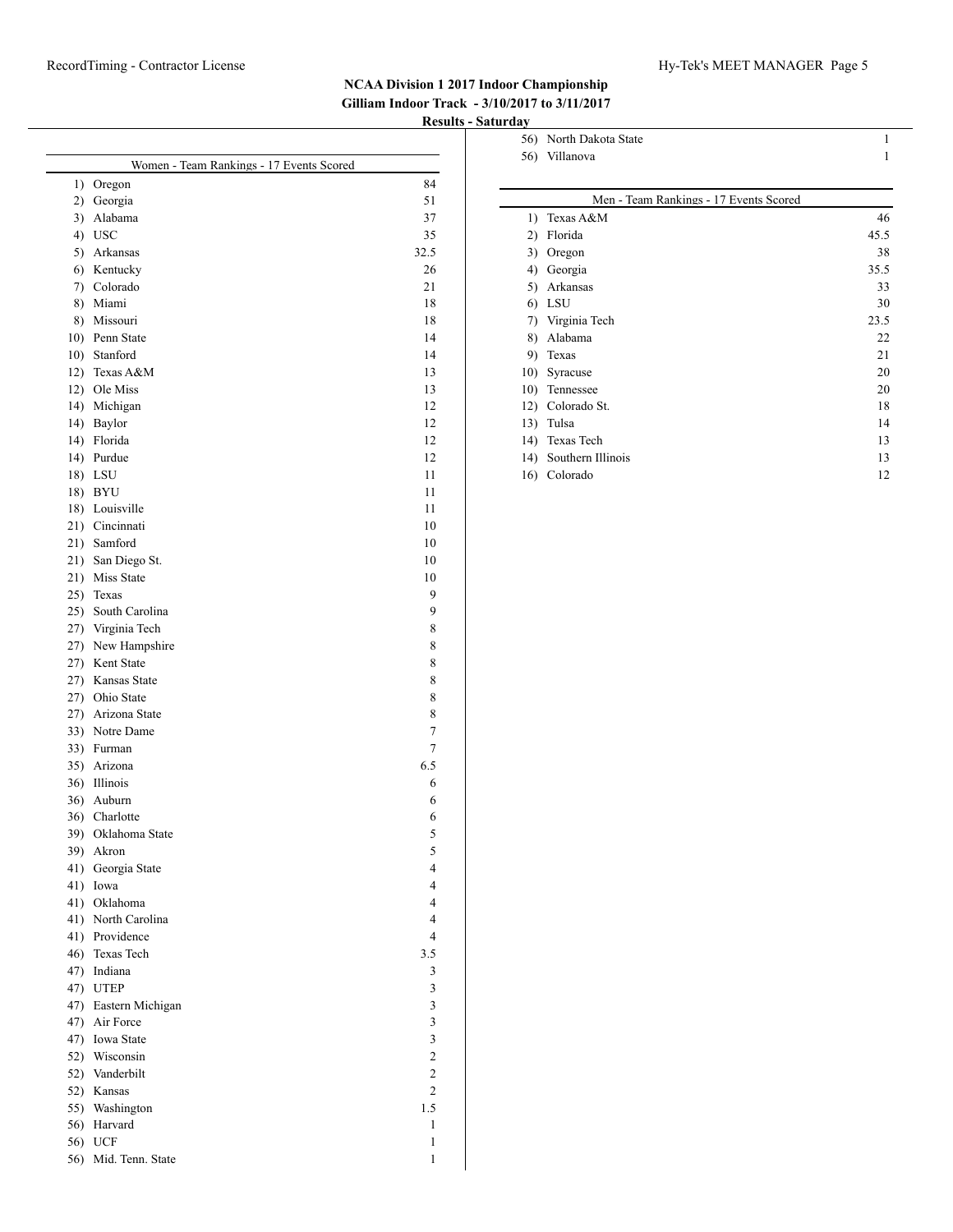**NCAA Division 1 2017 Indoor Championship**
**Gilliam Indoor Track - 3/10/2017 to 3/11/2017**
**Results - Saturday**

### Women - Team Rankings - 17 Events Scored

| Rank | Team | Points |
|---|---|---|
| 1) | Oregon | 84 |
| 2) | Georgia | 51 |
| 3) | Alabama | 37 |
| 4) | USC | 35 |
| 5) | Arkansas | 32.5 |
| 6) | Kentucky | 26 |
| 7) | Colorado | 21 |
| 8) | Miami | 18 |
| 8) | Missouri | 18 |
| 10) | Penn State | 14 |
| 10) | Stanford | 14 |
| 12) | Texas A&M | 13 |
| 12) | Ole Miss | 13 |
| 14) | Michigan | 12 |
| 14) | Baylor | 12 |
| 14) | Florida | 12 |
| 14) | Purdue | 12 |
| 18) | LSU | 11 |
| 18) | BYU | 11 |
| 18) | Louisville | 11 |
| 21) | Cincinnati | 10 |
| 21) | Samford | 10 |
| 21) | San Diego St. | 10 |
| 21) | Miss State | 10 |
| 25) | Texas | 9 |
| 25) | South Carolina | 9 |
| 27) | Virginia Tech | 8 |
| 27) | New Hampshire | 8 |
| 27) | Kent State | 8 |
| 27) | Kansas State | 8 |
| 27) | Ohio State | 8 |
| 27) | Arizona State | 8 |
| 33) | Notre Dame | 7 |
| 33) | Furman | 7 |
| 35) | Arizona | 6.5 |
| 36) | Illinois | 6 |
| 36) | Auburn | 6 |
| 36) | Charlotte | 6 |
| 39) | Oklahoma State | 5 |
| 39) | Akron | 5 |
| 41) | Georgia State | 4 |
| 41) | Iowa | 4 |
| 41) | Oklahoma | 4 |
| 41) | North Carolina | 4 |
| 41) | Providence | 4 |
| 46) | Texas Tech | 3.5 |
| 47) | Indiana | 3 |
| 47) | UTEP | 3 |
| 47) | Eastern Michigan | 3 |
| 47) | Air Force | 3 |
| 47) | Iowa State | 3 |
| 52) | Wisconsin | 2 |
| 52) | Vanderbilt | 2 |
| 52) | Kansas | 2 |
| 55) | Washington | 1.5 |
| 56) | Harvard | 1 |
| 56) | UCF | 1 |
| 56) | Mid. Tenn. State | 1 |
| 56) | North Dakota State | 1 |
| 56) | Villanova | 1 |

### Men - Team Rankings - 17 Events Scored

| Rank | Team | Points |
|---|---|---|
| 1) | Texas A&M | 46 |
| 2) | Florida | 45.5 |
| 3) | Oregon | 38 |
| 4) | Georgia | 35.5 |
| 5) | Arkansas | 33 |
| 6) | LSU | 30 |
| 7) | Virginia Tech | 23.5 |
| 8) | Alabama | 22 |
| 9) | Texas | 21 |
| 10) | Syracuse | 20 |
| 10) | Tennessee | 20 |
| 12) | Colorado St. | 18 |
| 13) | Tulsa | 14 |
| 14) | Texas Tech | 13 |
| 14) | Southern Illinois | 13 |
| 16) | Colorado | 12 |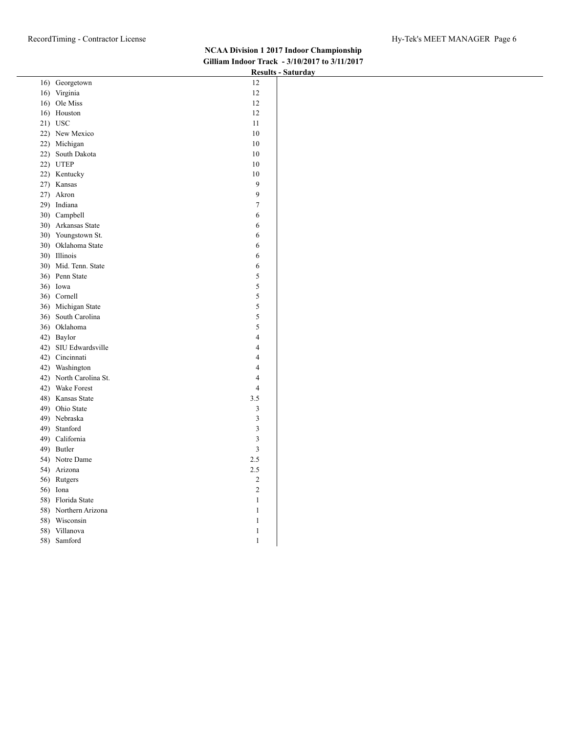**NCAA Division 1 2017 Indoor Championship**
**Gilliam Indoor Track - 3/10/2017 to 3/11/2017**
**Results - Saturday**

| Place | Team | Points |
|---|---|---|
| 16) | Georgetown | 12 |
| 16) | Virginia | 12 |
| 16) | Ole Miss | 12 |
| 16) | Houston | 12 |
| 21) | USC | 11 |
| 22) | New Mexico | 10 |
| 22) | Michigan | 10 |
| 22) | South Dakota | 10 |
| 22) | UTEP | 10 |
| 22) | Kentucky | 10 |
| 27) | Kansas | 9 |
| 27) | Akron | 9 |
| 29) | Indiana | 7 |
| 30) | Campbell | 6 |
| 30) | Arkansas State | 6 |
| 30) | Youngstown St. | 6 |
| 30) | Oklahoma State | 6 |
| 30) | Illinois | 6 |
| 30) | Mid. Tenn. State | 6 |
| 36) | Penn State | 5 |
| 36) | Iowa | 5 |
| 36) | Cornell | 5 |
| 36) | Michigan State | 5 |
| 36) | South Carolina | 5 |
| 36) | Oklahoma | 5 |
| 42) | Baylor | 4 |
| 42) | SIU Edwardsville | 4 |
| 42) | Cincinnati | 4 |
| 42) | Washington | 4 |
| 42) | North Carolina St. | 4 |
| 42) | Wake Forest | 4 |
| 48) | Kansas State | 3.5 |
| 49) | Ohio State | 3 |
| 49) | Nebraska | 3 |
| 49) | Stanford | 3 |
| 49) | California | 3 |
| 49) | Butler | 3 |
| 54) | Notre Dame | 2.5 |
| 54) | Arizona | 2.5 |
| 56) | Rutgers | 2 |
| 56) | Iona | 2 |
| 58) | Florida State | 1 |
| 58) | Northern Arizona | 1 |
| 58) | Wisconsin | 1 |
| 58) | Villanova | 1 |
| 58) | Samford | 1 |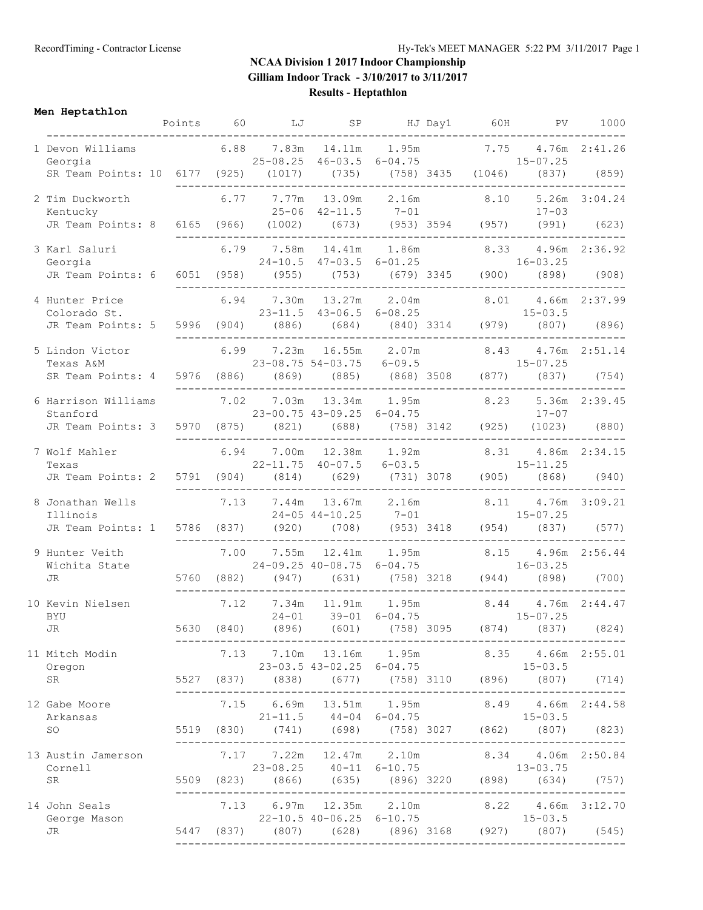# NCAA Division 1 2017 Indoor Championship

**Gilliam Indoor Track - 3/10/2017 to 3/11/2017**

**Results - Heptathlon**

## Men Heptathlon

| Place | Name / School / Year | Team Points | Points | 60 | LJ | SP | HJ | Day1 | 60H | PV | 1000 |
|---|---|---|---|---|---|---|---|---|---|---|---|
| 1 | Devon Williams, Georgia, SR | 10 | 6177 | 6.88 (925) | 7.83m 25-08.25 (1017) | 14.11m 46-03.5 (735) | 1.95m 6-04.75 (758) | 3435 | 7.75 (1046) | 4.76m 15-07.25 (837) | 2:41.26 (859) |
| 2 | Tim Duckworth, Kentucky, JR | 8 | 6165 | 6.77 (966) | 7.77m 25-06 (1002) | 13.09m 42-11.5 (673) | 2.16m 7-01 (953) | 3594 | 8.10 (957) | 5.26m 17-03 (991) | 3:04.24 (623) |
| 3 | Karl Saluri, Georgia, JR | 6 | 6051 | 6.79 (958) | 7.58m 24-10.5 (955) | 14.41m 47-03.5 (753) | 1.86m 6-01.25 (679) | 3345 | 8.33 (900) | 4.96m 16-03.25 (898) | 2:36.92 (908) |
| 4 | Hunter Price, Colorado St., JR | 5 | 5996 | 6.94 (904) | 7.30m 23-11.5 (886) | 13.27m 43-06.5 (684) | 2.04m 6-08.25 (840) | 3314 | 8.01 (979) | 4.66m 15-03.5 (807) | 2:37.99 (896) |
| 5 | Lindon Victor, Texas A&M, SR | 4 | 5976 | 6.99 (886) | 7.23m 23-08.75 (869) | 16.55m 54-03.75 (885) | 2.07m 6-09.5 (868) | 3508 | 8.43 (877) | 4.76m 15-07.25 (837) | 2:51.14 (754) |
| 6 | Harrison Williams, Stanford, JR | 3 | 5970 | 7.02 (875) | 7.03m 23-00.75 (821) | 13.34m 43-09.25 (688) | 1.95m 6-04.75 (758) | 3142 | 8.23 (925) | 5.36m 17-07 (1023) | 2:39.45 (880) |
| 7 | Wolf Mahler, Texas, JR | 2 | 5791 | 6.94 (904) | 7.00m 22-11.75 (814) | 12.38m 40-07.5 (629) | 1.92m 6-03.5 (731) | 3078 | 8.31 (905) | 4.86m 15-11.25 (868) | 2:34.15 (940) |
| 8 | Jonathan Wells, Illinois, JR | 1 | 5786 | 7.13 (837) | 7.44m 24-05 (920) | 13.67m 44-10.25 (708) | 2.16m 7-01 (953) | 3418 | 8.11 (954) | 4.76m 15-07.25 (837) | 3:09.21 (577) |
| 9 | Hunter Veith, Wichita State, JR | | 5760 | 7.00 (882) | 7.55m 24-09.25 (947) | 12.41m 40-08.75 (631) | 1.95m 6-04.75 (758) | 3218 | 8.15 (944) | 4.96m 16-03.25 (898) | 2:56.44 (700) |
| 10 | Kevin Nielsen, BYU, JR | | 5630 | 7.12 (840) | 7.34m 24-01 (896) | 11.91m 39-01 (601) | 1.95m 6-04.75 (758) | 3095 | 8.44 (874) | 4.76m 15-07.25 (837) | 2:44.47 (824) |
| 11 | Mitch Modin, Oregon, SR | | 5527 | 7.13 (837) | 7.10m 23-03.5 (838) | 13.16m 43-02.25 (677) | 1.95m 6-04.75 (758) | 3110 | 8.35 (896) | 4.66m 15-03.5 (807) | 2:55.01 (714) |
| 12 | Gabe Moore, Arkansas, SO | | 5519 | 7.15 (830) | 6.69m 21-11.5 (741) | 13.51m 44-04 (698) | 1.95m 6-04.75 (758) | 3027 | 8.49 (862) | 4.66m 15-03.5 (807) | 2:44.58 (823) |
| 13 | Austin Jamerson, Cornell, SR | | 5509 | 7.17 (823) | 7.22m 23-08.25 (866) | 12.47m 40-11 (635) | 2.10m 6-10.75 (896) | 3220 | 8.34 (898) | 4.06m 13-03.75 (634) | 2:50.84 (757) |
| 14 | John Seals, George Mason, JR | | 5447 | 7.13 (837) | 6.97m 22-10.5 (807) | 12.35m 40-06.25 (628) | 2.10m 6-10.75 (896) | 3168 | 8.22 (927) | 4.66m 15-03.5 (807) | 3:12.70 (545) |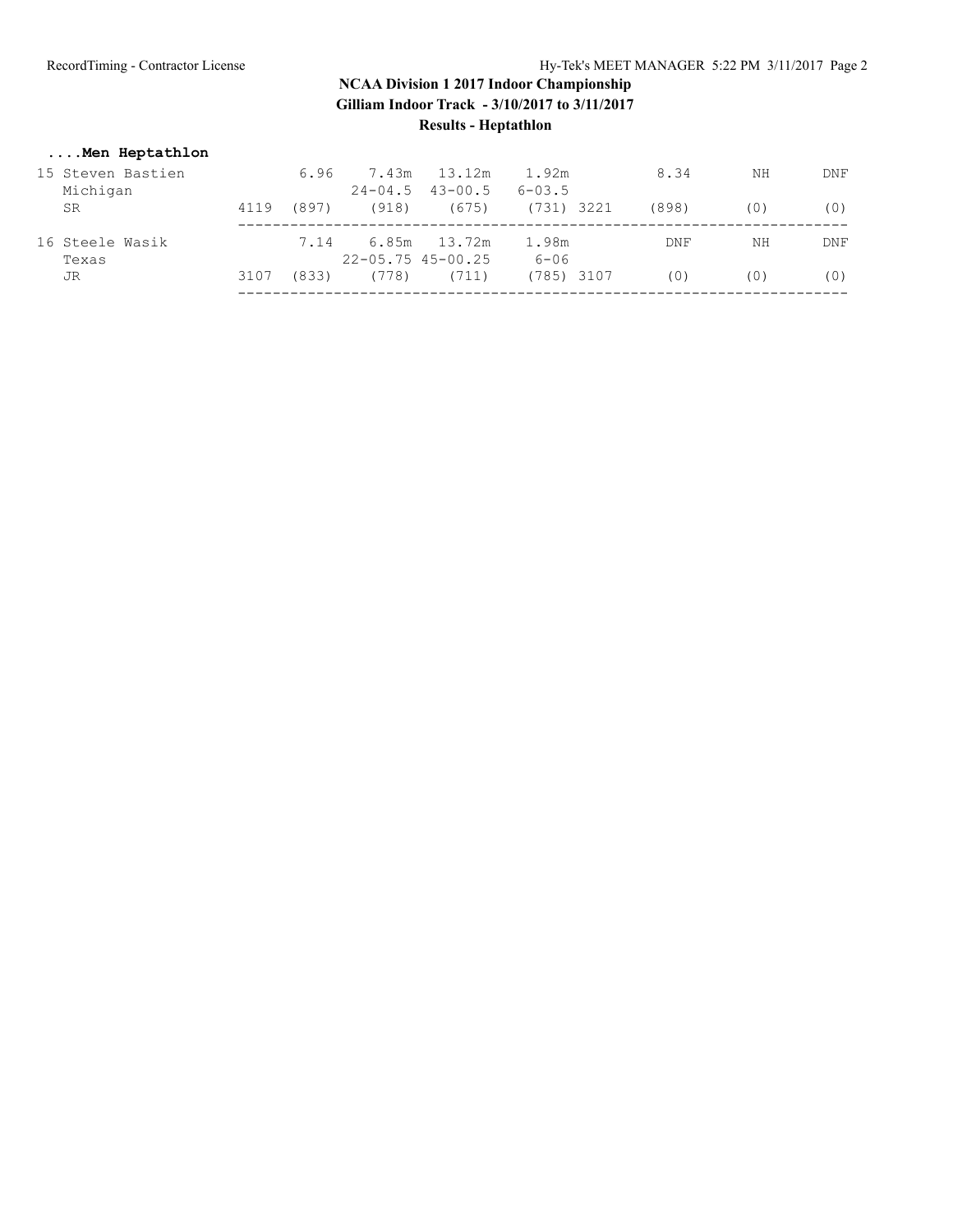# NCAA Division 1 2017 Indoor Championship

**Gilliam Indoor Track - 3/10/2017 to 3/11/2017**

**Results - Heptathlon**

## ....Men Heptathlon

| | | | | | | | | | | |
|---|---|---|---|---|---|---|---|---|---|---|
| 15 Steven Bastien | | 6.96 | 7.43m | 13.12m | 1.92m | | 8.34 | NH | DNF |
| Michigan | | | 24-04.5 | 43-00.5 | 6-03.5 | | | | |
| SR | 4119 | (897) | (918) | (675) | (731) | 3221 | (898) | (0) | (0) |
| 16 Steele Wasik | | 7.14 | 6.85m | 13.72m | 1.98m | | DNF | NH | DNF |
| Texas | | | 22-05.75 | 45-00.25 | 6-06 | | | | |
| JR | 3107 | (833) | (778) | (711) | (785) | 3107 | (0) | (0) | (0) |